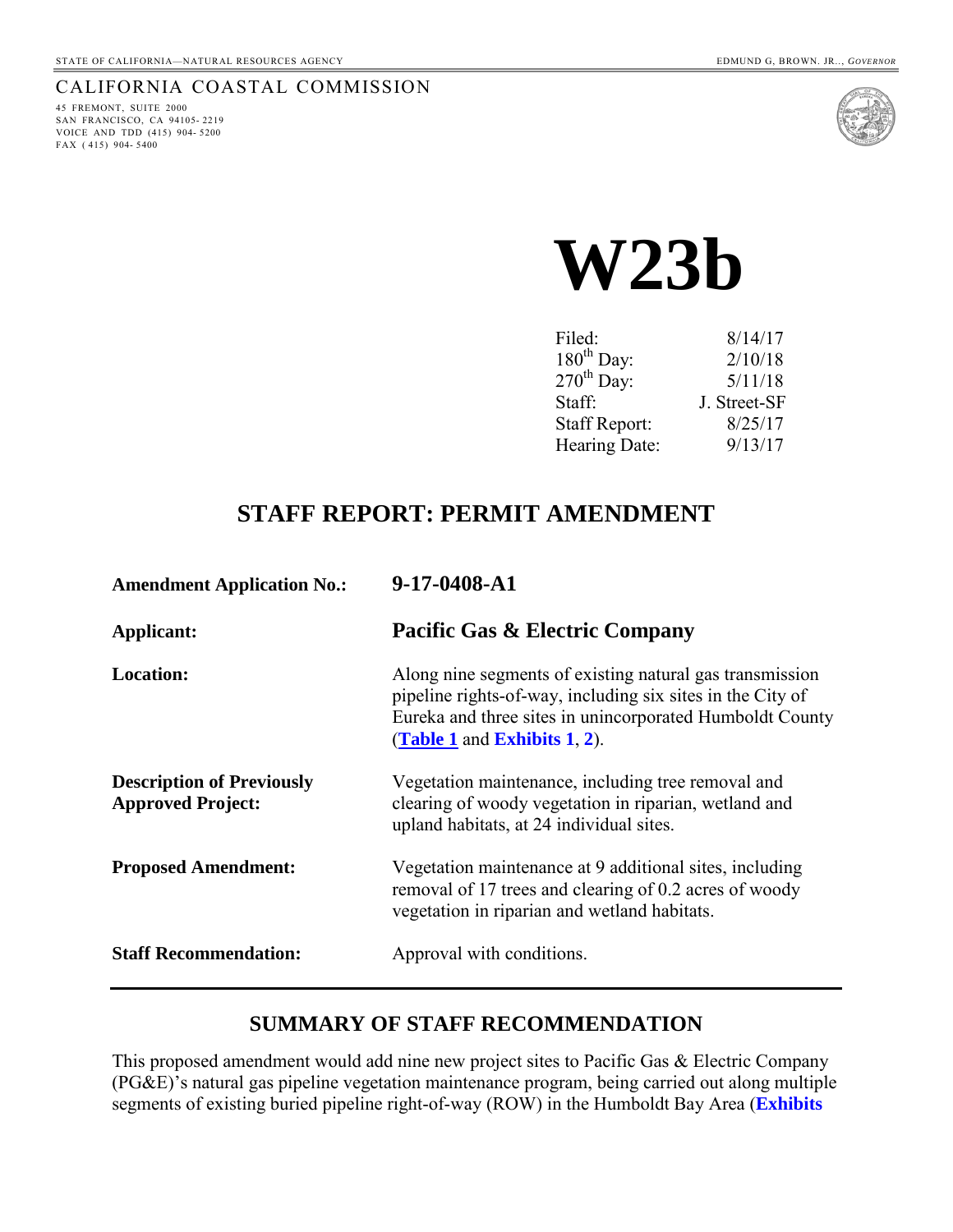STATE OF CALIFORNIA—NATURAL RESOURCES AGENCY

EDMUND G, BROWN. JR.., *GOVERNOR*

CALIFORNIA COASTAL COMMISSION
45 FREMONT, SUITE 2000
SAN FRANCISCO, CA 94105-2219
VOICE AND TDD (415) 904-5200
FAX (415) 904-5400

# W23b

| | |
|---|---|
| Filed: | 8/14/17 |
| 180th Day: | 2/10/18 |
| 270th Day: | 5/11/18 |
| Staff: | J. Street-SF |
| Staff Report: | 8/25/17 |
| Hearing Date: | 9/13/17 |

## STAFF REPORT: PERMIT AMENDMENT

| | |
|---|---|
| **Amendment Application No.:** | **9-17-0408-A1** |
| **Applicant:** | **Pacific Gas & Electric Company** |
| **Location:** | Along nine segments of existing natural gas transmission pipeline rights-of-way, including six sites in the City of Eureka and three sites in unincorporated Humboldt County (**Table 1** and **Exhibits 1, 2**). |
| **Description of Previously Approved Project:** | Vegetation maintenance, including tree removal and clearing of woody vegetation in riparian, wetland and upland habitats, at 24 individual sites. |
| **Proposed Amendment:** | Vegetation maintenance at 9 additional sites, including removal of 17 trees and clearing of 0.2 acres of woody vegetation in riparian and wetland habitats. |
| **Staff Recommendation:** | Approval with conditions. |

## SUMMARY OF STAFF RECOMMENDATION

This proposed amendment would add nine new project sites to Pacific Gas & Electric Company (PG&E)'s natural gas pipeline vegetation maintenance program, being carried out along multiple segments of existing buried pipeline right-of-way (ROW) in the Humboldt Bay Area (**Exhibits**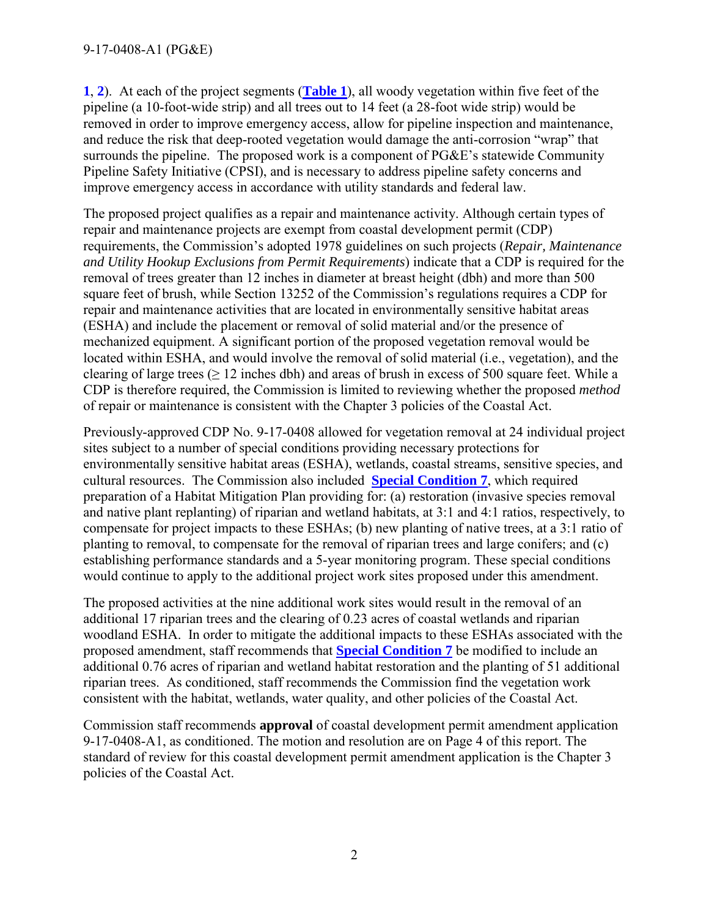**1**, **2**). At each of the project segments (**Table 1**), all woody vegetation within five feet of the pipeline (a 10-foot-wide strip) and all trees out to 14 feet (a 28-foot wide strip) would be removed in order to improve emergency access, allow for pipeline inspection and maintenance, and reduce the risk that deep-rooted vegetation would damage the anti-corrosion "wrap" that surrounds the pipeline. The proposed work is a component of PG&E's statewide Community Pipeline Safety Initiative (CPSI), and is necessary to address pipeline safety concerns and improve emergency access in accordance with utility standards and federal law.

The proposed project qualifies as a repair and maintenance activity. Although certain types of repair and maintenance projects are exempt from coastal development permit (CDP) requirements, the Commission's adopted 1978 guidelines on such projects (*Repair, Maintenance and Utility Hookup Exclusions from Permit Requirements*) indicate that a CDP is required for the removal of trees greater than 12 inches in diameter at breast height (dbh) and more than 500 square feet of brush, while Section 13252 of the Commission's regulations requires a CDP for repair and maintenance activities that are located in environmentally sensitive habitat areas (ESHA) and include the placement or removal of solid material and/or the presence of mechanized equipment. A significant portion of the proposed vegetation removal would be located within ESHA, and would involve the removal of solid material (i.e., vegetation), and the clearing of large trees (≥ 12 inches dbh) and areas of brush in excess of 500 square feet. While a CDP is therefore required, the Commission is limited to reviewing whether the proposed *method* of repair or maintenance is consistent with the Chapter 3 policies of the Coastal Act.

Previously-approved CDP No. 9-17-0408 allowed for vegetation removal at 24 individual project sites subject to a number of special conditions providing necessary protections for environmentally sensitive habitat areas (ESHA), wetlands, coastal streams, sensitive species, and cultural resources. The Commission also included **Special Condition 7**, which required preparation of a Habitat Mitigation Plan providing for: (a) restoration (invasive species removal and native plant replanting) of riparian and wetland habitats, at 3:1 and 4:1 ratios, respectively, to compensate for project impacts to these ESHAs; (b) new planting of native trees, at a 3:1 ratio of planting to removal, to compensate for the removal of riparian trees and large conifers; and (c) establishing performance standards and a 5-year monitoring program. These special conditions would continue to apply to the additional project work sites proposed under this amendment.

The proposed activities at the nine additional work sites would result in the removal of an additional 17 riparian trees and the clearing of 0.23 acres of coastal wetlands and riparian woodland ESHA. In order to mitigate the additional impacts to these ESHAs associated with the proposed amendment, staff recommends that **Special Condition 7** be modified to include an additional 0.76 acres of riparian and wetland habitat restoration and the planting of 51 additional riparian trees. As conditioned, staff recommends the Commission find the vegetation work consistent with the habitat, wetlands, water quality, and other policies of the Coastal Act.

Commission staff recommends **approval** of coastal development permit amendment application 9-17-0408-A1, as conditioned. The motion and resolution are on Page 4 of this report. The standard of review for this coastal development permit amendment application is the Chapter 3 policies of the Coastal Act.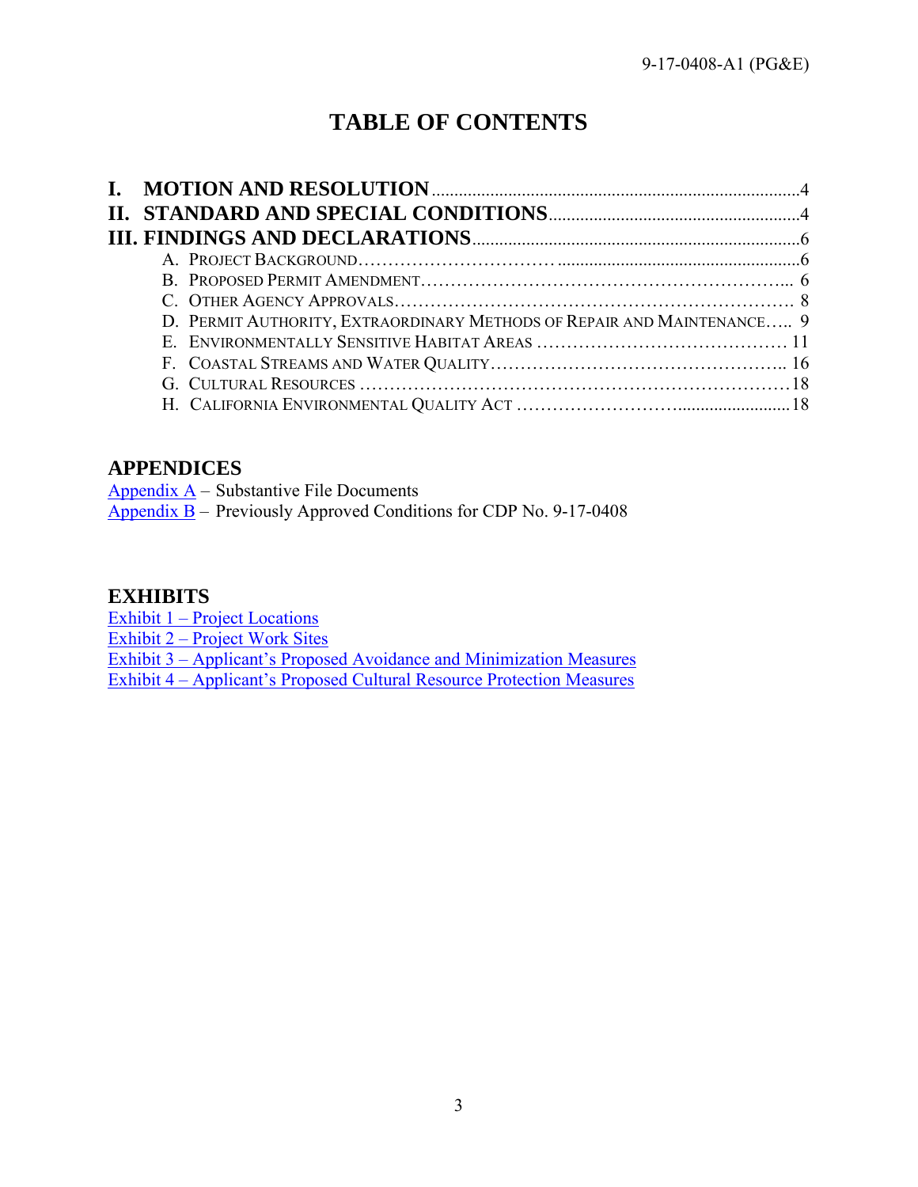# TABLE OF CONTENTS

**I. MOTION AND RESOLUTION** .......... 4
**II. STANDARD AND SPECIAL CONDITIONS** .......... 4
**III. FINDINGS AND DECLARATIONS** .......... 6

- A. PROJECT BACKGROUND .......... 6
- B. PROPOSED PERMIT AMENDMENT .......... 6
- C. OTHER AGENCY APPROVALS .......... 8
- D. PERMIT AUTHORITY, EXTRAORDINARY METHODS OF REPAIR AND MAINTENANCE .......... 9
- E. ENVIRONMENTALLY SENSITIVE HABITAT AREAS .......... 11
- F. COASTAL STREAMS AND WATER QUALITY .......... 16
- G. CULTURAL RESOURCES .......... 18
- H. CALIFORNIA ENVIRONMENTAL QUALITY ACT .......... 18

## APPENDICES

Appendix A – Substantive File Documents
Appendix B – Previously Approved Conditions for CDP No. 9-17-0408

## EXHIBITS

Exhibit 1 – Project Locations
Exhibit 2 – Project Work Sites
Exhibit 3 – Applicant's Proposed Avoidance and Minimization Measures
Exhibit 4 – Applicant's Proposed Cultural Resource Protection Measures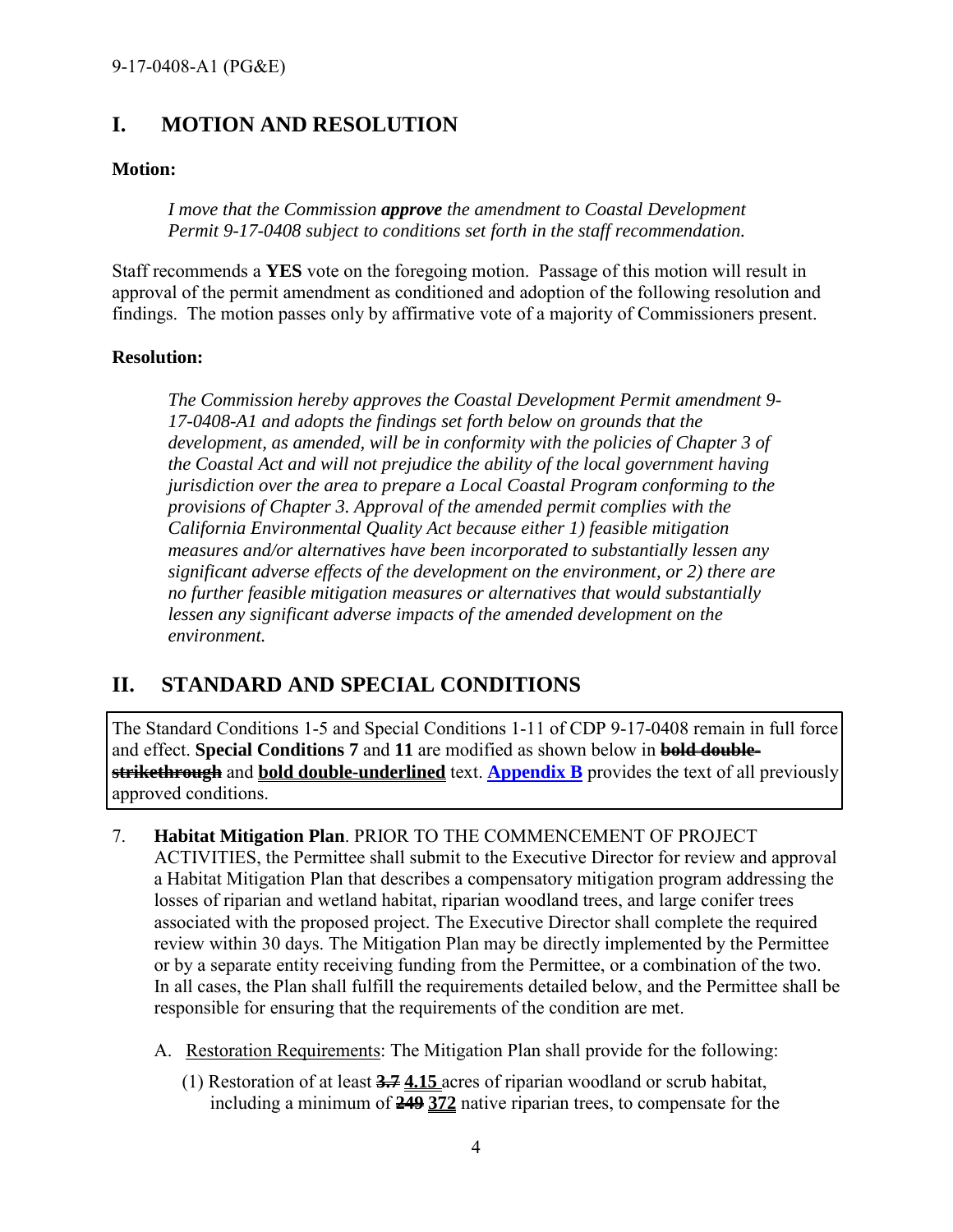## I. MOTION AND RESOLUTION

**Motion:**

> *I move that the Commission **approve** the amendment to Coastal Development Permit 9-17-0408 subject to conditions set forth in the staff recommendation.*

Staff recommends a **YES** vote on the foregoing motion. Passage of this motion will result in approval of the permit amendment as conditioned and adoption of the following resolution and findings. The motion passes only by affirmative vote of a majority of Commissioners present.

**Resolution:**

> *The Commission hereby approves the Coastal Development Permit amendment 9-17-0408-A1 and adopts the findings set forth below on grounds that the development, as amended, will be in conformity with the policies of Chapter 3 of the Coastal Act and will not prejudice the ability of the local government having jurisdiction over the area to prepare a Local Coastal Program conforming to the provisions of Chapter 3. Approval of the amended permit complies with the California Environmental Quality Act because either 1) feasible mitigation measures and/or alternatives have been incorporated to substantially lessen any significant adverse effects of the development on the environment, or 2) there are no further feasible mitigation measures or alternatives that would substantially lessen any significant adverse impacts of the amended development on the environment.*

## II. STANDARD AND SPECIAL CONDITIONS

The Standard Conditions 1-5 and Special Conditions 1-11 of CDP 9-17-0408 remain in full force and effect. **Special Conditions 7** and **11** are modified as shown below in ~~**bold double-strikethrough**~~ and <u>**bold double-underlined**</u> text. **Appendix B** provides the text of all previously approved conditions.

7. **Habitat Mitigation Plan**. PRIOR TO THE COMMENCEMENT OF PROJECT ACTIVITIES, the Permittee shall submit to the Executive Director for review and approval a Habitat Mitigation Plan that describes a compensatory mitigation program addressing the losses of riparian and wetland habitat, riparian woodland trees, and large conifer trees associated with the proposed project. The Executive Director shall complete the required review within 30 days. The Mitigation Plan may be directly implemented by the Permittee or by a separate entity receiving funding from the Permittee, or a combination of the two. In all cases, the Plan shall fulfill the requirements detailed below, and the Permittee shall be responsible for ensuring that the requirements of the condition are met.

   A. <u>Restoration Requirements</u>: The Mitigation Plan shall provide for the following:

      (1) Restoration of at least ~~**3.7**~~ <u>**4.15**</u> acres of riparian woodland or scrub habitat, including a minimum of ~~**249**~~ <u>**372**</u> native riparian trees, to compensate for the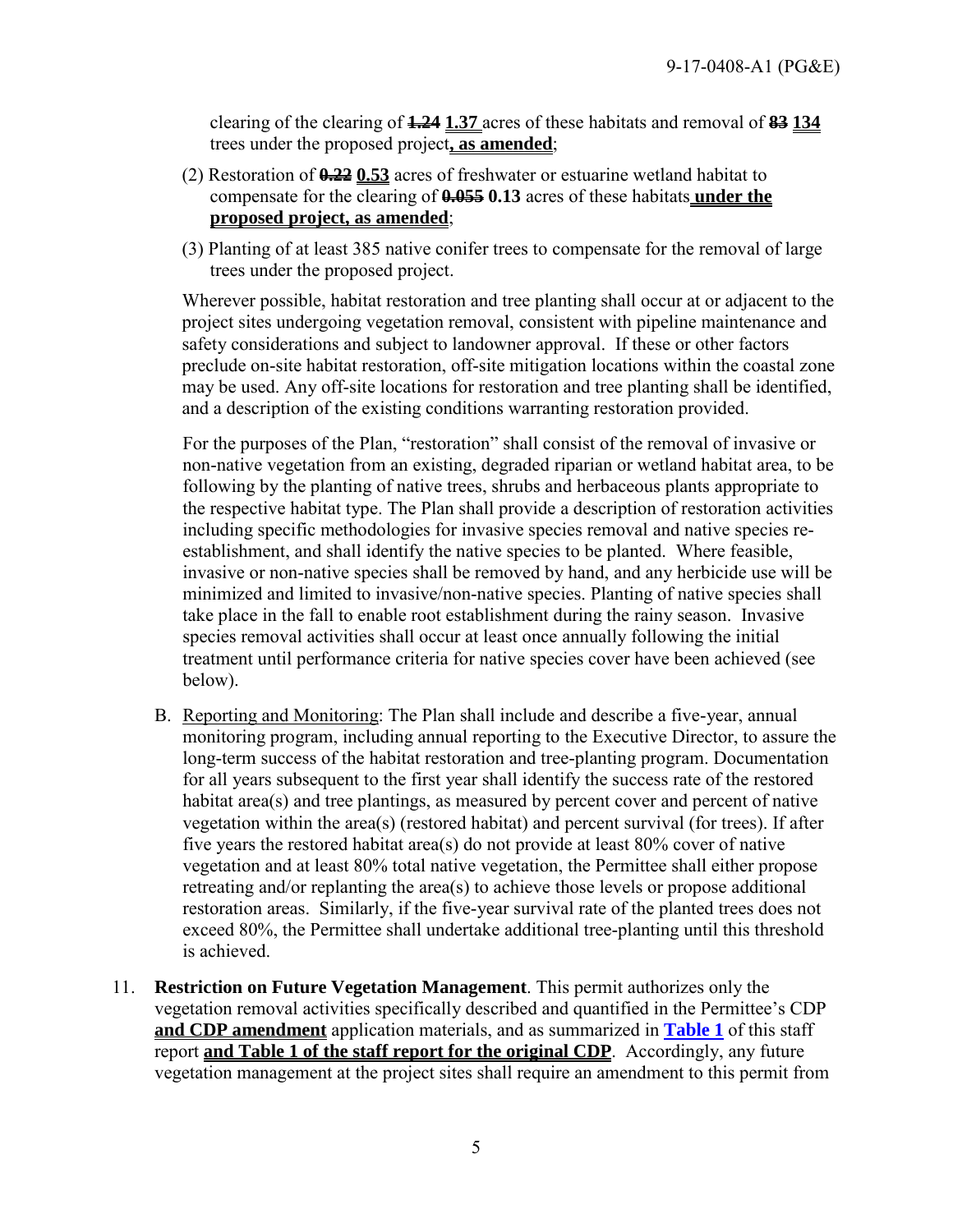clearing of the clearing of ~~1.24~~ **<u>1.37</u>** acres of these habitats and removal of ~~83~~ **<u>134</u>** trees under the proposed project**<u>, as amended</u>**;

(2) Restoration of ~~0.22~~ **<u>0.53</u>** acres of freshwater or estuarine wetland habitat to compensate for the clearing of ~~0.055~~ **0.13** acres of these habitats **<u>under the proposed project, as amended</u>**;

(3) Planting of at least 385 native conifer trees to compensate for the removal of large trees under the proposed project.

Wherever possible, habitat restoration and tree planting shall occur at or adjacent to the project sites undergoing vegetation removal, consistent with pipeline maintenance and safety considerations and subject to landowner approval. If these or other factors preclude on-site habitat restoration, off-site mitigation locations within the coastal zone may be used. Any off-site locations for restoration and tree planting shall be identified, and a description of the existing conditions warranting restoration provided.

For the purposes of the Plan, "restoration" shall consist of the removal of invasive or non-native vegetation from an existing, degraded riparian or wetland habitat area, to be following by the planting of native trees, shrubs and herbaceous plants appropriate to the respective habitat type. The Plan shall provide a description of restoration activities including specific methodologies for invasive species removal and native species re-establishment, and shall identify the native species to be planted. Where feasible, invasive or non-native species shall be removed by hand, and any herbicide use will be minimized and limited to invasive/non-native species. Planting of native species shall take place in the fall to enable root establishment during the rainy season. Invasive species removal activities shall occur at least once annually following the initial treatment until performance criteria for native species cover have been achieved (see below).

B. <u>Reporting and Monitoring</u>: The Plan shall include and describe a five-year, annual monitoring program, including annual reporting to the Executive Director, to assure the long-term success of the habitat restoration and tree-planting program. Documentation for all years subsequent to the first year shall identify the success rate of the restored habitat area(s) and tree plantings, as measured by percent cover and percent of native vegetation within the area(s) (restored habitat) and percent survival (for trees). If after five years the restored habitat area(s) do not provide at least 80% cover of native vegetation and at least 80% total native vegetation, the Permittee shall either propose retreating and/or replanting the area(s) to achieve those levels or propose additional restoration areas. Similarly, if the five-year survival rate of the planted trees does not exceed 80%, the Permittee shall undertake additional tree-planting until this threshold is achieved.

11. **Restriction on Future Vegetation Management**. This permit authorizes only the vegetation removal activities specifically described and quantified in the Permittee's CDP **<u>and CDP amendment</u>** application materials, and as summarized in **<u>Table 1</u>** of this staff report **<u>and Table 1 of the staff report for the original CDP</u>**. Accordingly, any future vegetation management at the project sites shall require an amendment to this permit from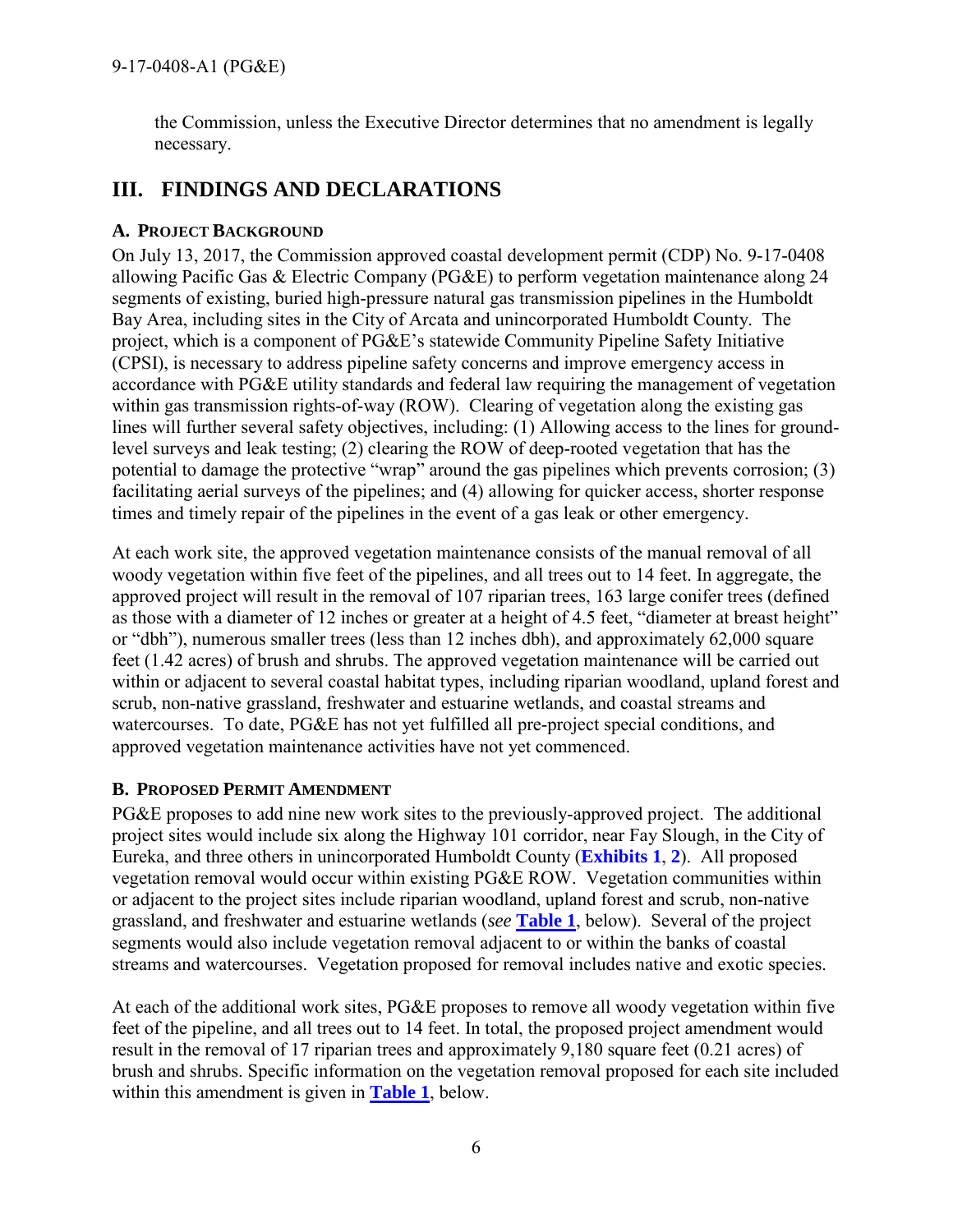the Commission, unless the Executive Director determines that no amendment is legally necessary.

# III. FINDINGS AND DECLARATIONS

### A. Project Background

On July 13, 2017, the Commission approved coastal development permit (CDP) No. 9-17-0408 allowing Pacific Gas & Electric Company (PG&E) to perform vegetation maintenance along 24 segments of existing, buried high-pressure natural gas transmission pipelines in the Humboldt Bay Area, including sites in the City of Arcata and unincorporated Humboldt County. The project, which is a component of PG&E's statewide Community Pipeline Safety Initiative (CPSI), is necessary to address pipeline safety concerns and improve emergency access in accordance with PG&E utility standards and federal law requiring the management of vegetation within gas transmission rights-of-way (ROW). Clearing of vegetation along the existing gas lines will further several safety objectives, including: (1) Allowing access to the lines for ground-level surveys and leak testing; (2) clearing the ROW of deep-rooted vegetation that has the potential to damage the protective "wrap" around the gas pipelines which prevents corrosion; (3) facilitating aerial surveys of the pipelines; and (4) allowing for quicker access, shorter response times and timely repair of the pipelines in the event of a gas leak or other emergency.

At each work site, the approved vegetation maintenance consists of the manual removal of all woody vegetation within five feet of the pipelines, and all trees out to 14 feet. In aggregate, the approved project will result in the removal of 107 riparian trees, 163 large conifer trees (defined as those with a diameter of 12 inches or greater at a height of 4.5 feet, "diameter at breast height" or "dbh"), numerous smaller trees (less than 12 inches dbh), and approximately 62,000 square feet (1.42 acres) of brush and shrubs. The approved vegetation maintenance will be carried out within or adjacent to several coastal habitat types, including riparian woodland, upland forest and scrub, non-native grassland, freshwater and estuarine wetlands, and coastal streams and watercourses. To date, PG&E has not yet fulfilled all pre-project special conditions, and approved vegetation maintenance activities have not yet commenced.

### B. Proposed Permit Amendment

PG&E proposes to add nine new work sites to the previously-approved project. The additional project sites would include six along the Highway 101 corridor, near Fay Slough, in the City of Eureka, and three others in unincorporated Humboldt County (**Exhibits 1**, **2**). All proposed vegetation removal would occur within existing PG&E ROW. Vegetation communities within or adjacent to the project sites include riparian woodland, upland forest and scrub, non-native grassland, and freshwater and estuarine wetlands (*see* **Table 1**, below). Several of the project segments would also include vegetation removal adjacent to or within the banks of coastal streams and watercourses. Vegetation proposed for removal includes native and exotic species.

At each of the additional work sites, PG&E proposes to remove all woody vegetation within five feet of the pipeline, and all trees out to 14 feet. In total, the proposed project amendment would result in the removal of 17 riparian trees and approximately 9,180 square feet (0.21 acres) of brush and shrubs. Specific information on the vegetation removal proposed for each site included within this amendment is given in **Table 1**, below.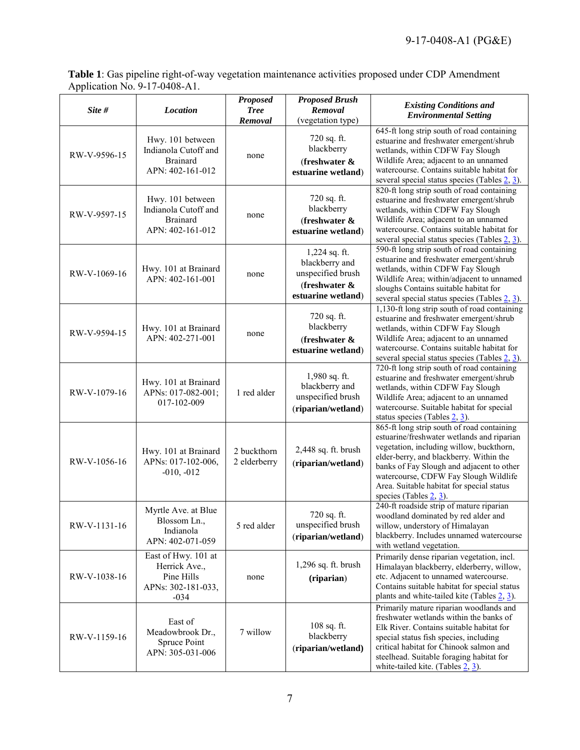**Table 1**: Gas pipeline right-of-way vegetation maintenance activities proposed under CDP Amendment Application No. 9-17-0408-A1.

| *Site #* | *Location* | *Proposed Tree Removal* | *Proposed Brush Removal* (vegetation type) | *Existing Conditions and Environmental Setting* |
|---|---|---|---|---|
| RW-V-9596-15 | Hwy. 101 between Indianola Cutoff and Brainard APN: 402-161-012 | none | 720 sq. ft. blackberry (**freshwater & estuarine wetland**) | 645-ft long strip south of road containing estuarine and freshwater emergent/shrub wetlands, within CDFW Fay Slough Wildlife Area; adjacent to an unnamed watercourse. Contains suitable habitat for several special status species (Tables 2, 3). |
| RW-V-9597-15 | Hwy. 101 between Indianola Cutoff and Brainard APN: 402-161-012 | none | 720 sq. ft. blackberry (**freshwater & estuarine wetland**) | 820-ft long strip south of road containing estuarine and freshwater emergent/shrub wetlands, within CDFW Fay Slough Wildlife Area; adjacent to an unnamed watercourse. Contains suitable habitat for several special status species (Tables 2, 3). |
| RW-V-1069-16 | Hwy. 101 at Brainard APN: 402-161-001 | none | 1,224 sq. ft. blackberry and unspecified brush (**freshwater & estuarine wetland**) | 590-ft long strip south of road containing estuarine and freshwater emergent/shrub wetlands, within CDFW Fay Slough Wildlife Area; within/adjacent to unnamed sloughs Contains suitable habitat for several special status species (Tables 2, 3). |
| RW-V-9594-15 | Hwy. 101 at Brainard APN: 402-271-001 | none | 720 sq. ft. blackberry (**freshwater & estuarine wetland**) | 1,130-ft long strip south of road containing estuarine and freshwater emergent/shrub wetlands, within CDFW Fay Slough Wildlife Area; adjacent to an unnamed watercourse. Contains suitable habitat for several special status species (Tables 2, 3). |
| RW-V-1079-16 | Hwy. 101 at Brainard APNs: 017-082-001; 017-102-009 | 1 red alder | 1,980 sq. ft. blackberry and unspecified brush (**riparian/wetland**) | 720-ft long strip south of road containing estuarine and freshwater emergent/shrub wetlands, within CDFW Fay Slough Wildlife Area; adjacent to an unnamed watercourse. Suitable habitat for special status species (Tables 2, 3). |
| RW-V-1056-16 | Hwy. 101 at Brainard APNs: 017-102-006, -010, -012 | 2 buckthorn 2 elderberry | 2,448 sq. ft. brush (**riparian/wetland**) | 865-ft long strip south of road containing estuarine/freshwater wetlands and riparian vegetation, including willow, buckthorn, elder-berry, and blackberry. Within the banks of Fay Slough and adjacent to other watercourse, CDFW Fay Slough Wildlife Area. Suitable habitat for special status species (Tables 2, 3). |
| RW-V-1131-16 | Myrtle Ave. at Blue Blossom Ln., Indianola APN: 402-071-059 | 5 red alder | 720 sq. ft. unspecified brush (**riparian/wetland**) | 240-ft roadside strip of mature riparian woodland dominated by red alder and willow, understory of Himalayan blackberry. Includes unnamed watercourse with wetland vegetation. |
| RW-V-1038-16 | East of Hwy. 101 at Herrick Ave., Pine Hills APNs: 302-181-033, -034 | none | 1,296 sq. ft. brush (**riparian**) | Primarily dense riparian vegetation, incl. Himalayan blackberry, elderberry, willow, etc. Adjacent to unnamed watercourse. Contains suitable habitat for special status plants and white-tailed kite (Tables 2, 3). |
| RW-V-1159-16 | East of Meadowbrook Dr., Spruce Point APN: 305-031-006 | 7 willow | 108 sq. ft. blackberry (**riparian/wetland**) | Primarily mature riparian woodlands and freshwater wetlands within the banks of Elk River. Contains suitable habitat for special status fish species, including critical habitat for Chinook salmon and steelhead. Suitable foraging habitat for white-tailed kite. (Tables 2, 3). |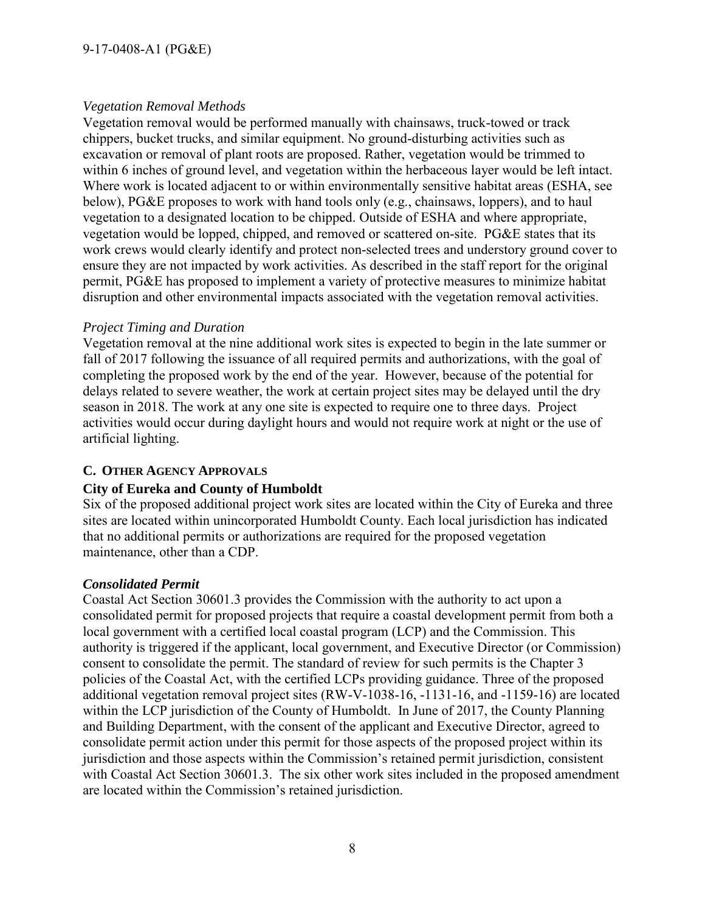*Vegetation Removal Methods*

Vegetation removal would be performed manually with chainsaws, truck-towed or track chippers, bucket trucks, and similar equipment. No ground-disturbing activities such as excavation or removal of plant roots are proposed. Rather, vegetation would be trimmed to within 6 inches of ground level, and vegetation within the herbaceous layer would be left intact. Where work is located adjacent to or within environmentally sensitive habitat areas (ESHA, see below), PG&E proposes to work with hand tools only (e.g., chainsaws, loppers), and to haul vegetation to a designated location to be chipped. Outside of ESHA and where appropriate, vegetation would be lopped, chipped, and removed or scattered on-site. PG&E states that its work crews would clearly identify and protect non-selected trees and understory ground cover to ensure they are not impacted by work activities. As described in the staff report for the original permit, PG&E has proposed to implement a variety of protective measures to minimize habitat disruption and other environmental impacts associated with the vegetation removal activities.

*Project Timing and Duration*

Vegetation removal at the nine additional work sites is expected to begin in the late summer or fall of 2017 following the issuance of all required permits and authorizations, with the goal of completing the proposed work by the end of the year. However, because of the potential for delays related to severe weather, the work at certain project sites may be delayed until the dry season in 2018. The work at any one site is expected to require one to three days. Project activities would occur during daylight hours and would not require work at night or the use of artificial lighting.

## C. OTHER AGENCY APPROVALS

### City of Eureka and County of Humboldt

Six of the proposed additional project work sites are located within the City of Eureka and three sites are located within unincorporated Humboldt County. Each local jurisdiction has indicated that no additional permits or authorizations are required for the proposed vegetation maintenance, other than a CDP.

***Consolidated Permit***

Coastal Act Section 30601.3 provides the Commission with the authority to act upon a consolidated permit for proposed projects that require a coastal development permit from both a local government with a certified local coastal program (LCP) and the Commission. This authority is triggered if the applicant, local government, and Executive Director (or Commission) consent to consolidate the permit. The standard of review for such permits is the Chapter 3 policies of the Coastal Act, with the certified LCPs providing guidance. Three of the proposed additional vegetation removal project sites (RW-V-1038-16, -1131-16, and -1159-16) are located within the LCP jurisdiction of the County of Humboldt. In June of 2017, the County Planning and Building Department, with the consent of the applicant and Executive Director, agreed to consolidate permit action under this permit for those aspects of the proposed project within its jurisdiction and those aspects within the Commission's retained permit jurisdiction, consistent with Coastal Act Section 30601.3. The six other work sites included in the proposed amendment are located within the Commission's retained jurisdiction.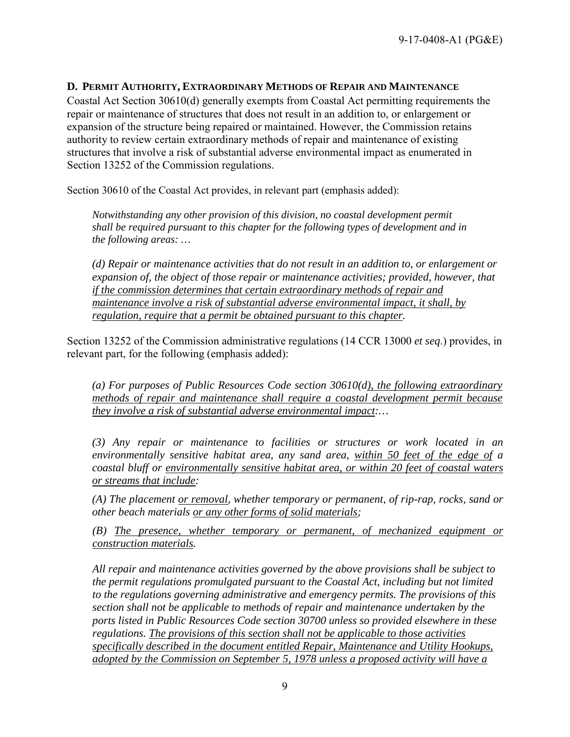## D. PERMIT AUTHORITY, EXTRAORDINARY METHODS OF REPAIR AND MAINTENANCE

Coastal Act Section 30610(d) generally exempts from Coastal Act permitting requirements the repair or maintenance of structures that does not result in an addition to, or enlargement or expansion of the structure being repaired or maintained. However, the Commission retains authority to review certain extraordinary methods of repair and maintenance of existing structures that involve a risk of substantial adverse environmental impact as enumerated in Section 13252 of the Commission regulations.

Section 30610 of the Coastal Act provides, in relevant part (emphasis added):

> *Notwithstanding any other provision of this division, no coastal development permit shall be required pursuant to this chapter for the following types of development and in the following areas: …*
>
> *(d) Repair or maintenance activities that do not result in an addition to, or enlargement or expansion of, the object of those repair or maintenance activities; provided, however, that <u>if the commission determines that certain extraordinary methods of repair and maintenance involve a risk of substantial adverse environmental impact, it shall, by regulation, require that a permit be obtained pursuant to this chapter</u>.*

Section 13252 of the Commission administrative regulations (14 CCR 13000 *et seq.*) provides, in relevant part, for the following (emphasis added):

> *(a) For purposes of Public Resources Code section 30610(d<u>), the following extraordinary methods of repair and maintenance shall require a coastal development permit because they involve a risk of substantial adverse environmental impact</u>:…*
>
> *(3) Any repair or maintenance to facilities or structures or work located in an environmentally sensitive habitat area, any sand area, <u>within 50 feet of the edge of</u> a coastal bluff or <u>environmentally sensitive habitat area, or within 20 feet of coastal waters or streams that include</u>:*
>
> *(A) The placement <u>or removal</u>, whether temporary or permanent, of rip-rap, rocks, sand or other beach materials <u>or any other forms of solid materials</u>;*
>
> *(B) <u>The presence, whether temporary or permanent, of mechanized equipment or construction materials</u>.*
>
> *All repair and maintenance activities governed by the above provisions shall be subject to the permit regulations promulgated pursuant to the Coastal Act, including but not limited to the regulations governing administrative and emergency permits. The provisions of this section shall not be applicable to methods of repair and maintenance undertaken by the ports listed in Public Resources Code section 30700 unless so provided elsewhere in these regulations. <u>The provisions of this section shall not be applicable to those activities specifically described in the document entitled Repair, Maintenance and Utility Hookups, adopted by the Commission on September 5, 1978 unless a proposed activity will have a</u>*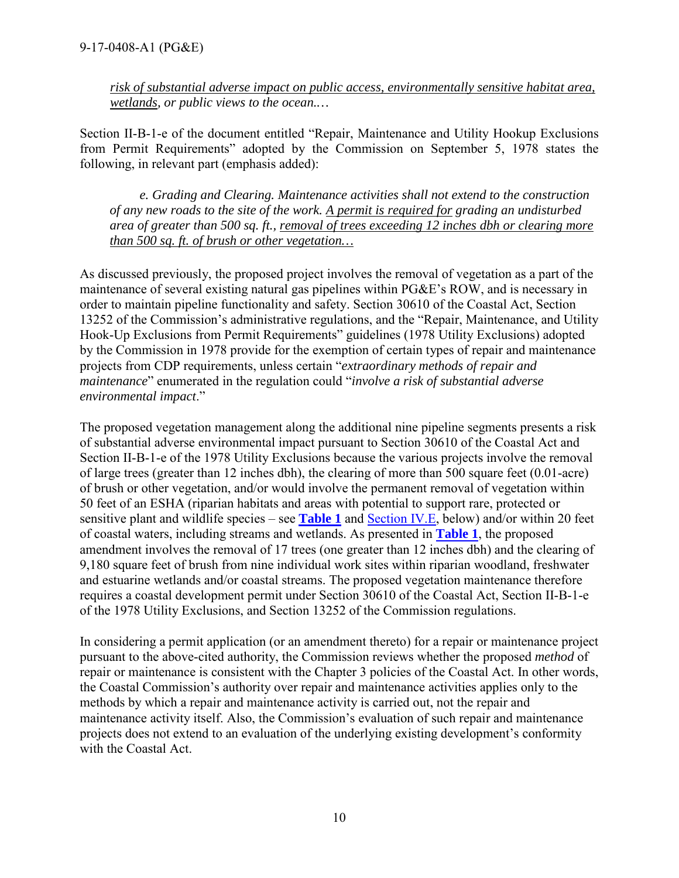*<u>risk of substantial adverse impact on public access, environmentally sensitive habitat area, wetlands</u>, or public views to the ocean.…*

Section II-B-1-e of the document entitled "Repair, Maintenance and Utility Hookup Exclusions from Permit Requirements" adopted by the Commission on September 5, 1978 states the following, in relevant part (emphasis added):

> *e. Grading and Clearing. Maintenance activities shall not extend to the construction of any new roads to the site of the work. <u>A permit is required for</u> grading an undisturbed area of greater than 500 sq. ft., <u>removal of trees exceeding 12 inches dbh or clearing more than 500 sq. ft. of brush or other vegetation…</u>*

As discussed previously, the proposed project involves the removal of vegetation as a part of the maintenance of several existing natural gas pipelines within PG&E's ROW, and is necessary in order to maintain pipeline functionality and safety. Section 30610 of the Coastal Act, Section 13252 of the Commission's administrative regulations, and the "Repair, Maintenance, and Utility Hook-Up Exclusions from Permit Requirements" guidelines (1978 Utility Exclusions) adopted by the Commission in 1978 provide for the exemption of certain types of repair and maintenance projects from CDP requirements, unless certain "*extraordinary methods of repair and maintenance*" enumerated in the regulation could "*involve a risk of substantial adverse environmental impact*."

The proposed vegetation management along the additional nine pipeline segments presents a risk of substantial adverse environmental impact pursuant to Section 30610 of the Coastal Act and Section II-B-1-e of the 1978 Utility Exclusions because the various projects involve the removal of large trees (greater than 12 inches dbh), the clearing of more than 500 square feet (0.01-acre) of brush or other vegetation, and/or would involve the permanent removal of vegetation within 50 feet of an ESHA (riparian habitats and areas with potential to support rare, protected or sensitive plant and wildlife species – see **Table 1** and Section IV.E, below) and/or within 20 feet of coastal waters, including streams and wetlands. As presented in **Table 1**, the proposed amendment involves the removal of 17 trees (one greater than 12 inches dbh) and the clearing of 9,180 square feet of brush from nine individual work sites within riparian woodland, freshwater and estuarine wetlands and/or coastal streams. The proposed vegetation maintenance therefore requires a coastal development permit under Section 30610 of the Coastal Act, Section II-B-1-e of the 1978 Utility Exclusions, and Section 13252 of the Commission regulations.

In considering a permit application (or an amendment thereto) for a repair or maintenance project pursuant to the above-cited authority, the Commission reviews whether the proposed *method* of repair or maintenance is consistent with the Chapter 3 policies of the Coastal Act. In other words, the Coastal Commission's authority over repair and maintenance activities applies only to the methods by which a repair and maintenance activity is carried out, not the repair and maintenance activity itself. Also, the Commission's evaluation of such repair and maintenance projects does not extend to an evaluation of the underlying existing development's conformity with the Coastal Act.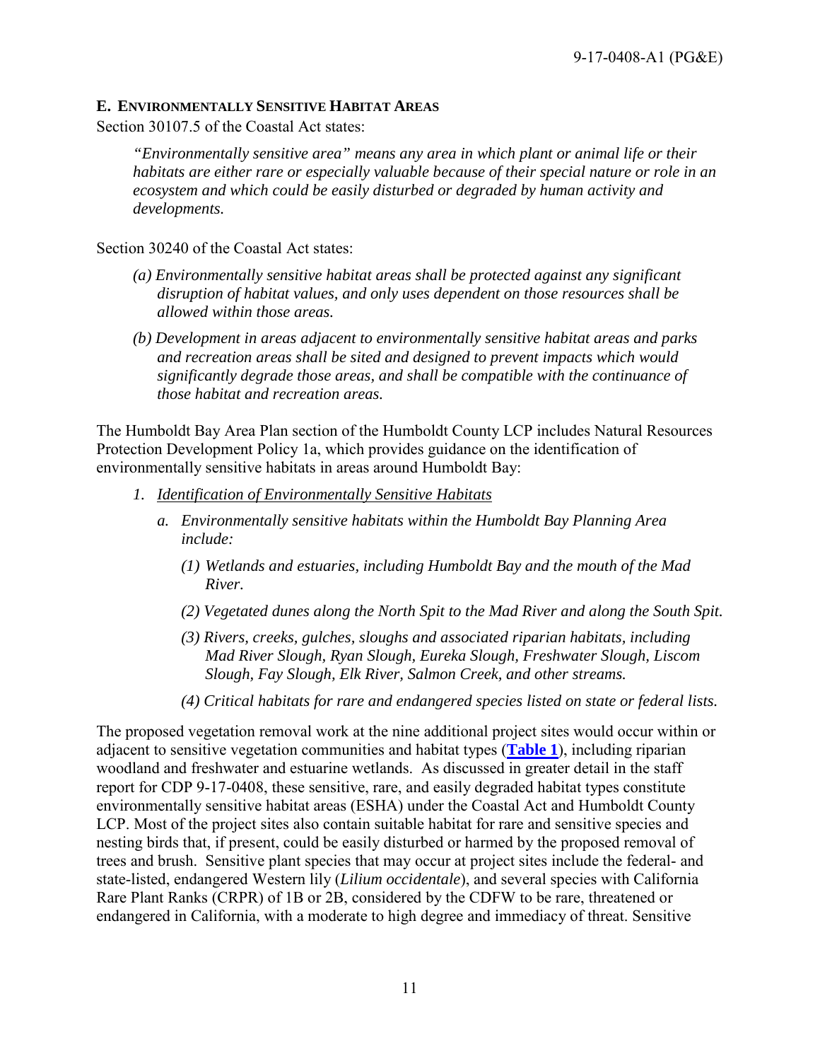### E. Environmentally Sensitive Habitat Areas

Section 30107.5 of the Coastal Act states:

> *"Environmentally sensitive area" means any area in which plant or animal life or their habitats are either rare or especially valuable because of their special nature or role in an ecosystem and which could be easily disturbed or degraded by human activity and developments.*

Section 30240 of the Coastal Act states:

> *(a) Environmentally sensitive habitat areas shall be protected against any significant disruption of habitat values, and only uses dependent on those resources shall be allowed within those areas.*
>
> *(b) Development in areas adjacent to environmentally sensitive habitat areas and parks and recreation areas shall be sited and designed to prevent impacts which would significantly degrade those areas, and shall be compatible with the continuance of those habitat and recreation areas.*

The Humboldt Bay Area Plan section of the Humboldt County LCP includes Natural Resources Protection Development Policy 1a, which provides guidance on the identification of environmentally sensitive habitats in areas around Humboldt Bay:

> *1. Identification of Environmentally Sensitive Habitats*
>
> *a. Environmentally sensitive habitats within the Humboldt Bay Planning Area include:*
>
> *(1) Wetlands and estuaries, including Humboldt Bay and the mouth of the Mad River.*
>
> *(2) Vegetated dunes along the North Spit to the Mad River and along the South Spit.*
>
> *(3) Rivers, creeks, gulches, sloughs and associated riparian habitats, including Mad River Slough, Ryan Slough, Eureka Slough, Freshwater Slough, Liscom Slough, Fay Slough, Elk River, Salmon Creek, and other streams.*
>
> *(4) Critical habitats for rare and endangered species listed on state or federal lists.*

The proposed vegetation removal work at the nine additional project sites would occur within or adjacent to sensitive vegetation communities and habitat types (**Table 1**), including riparian woodland and freshwater and estuarine wetlands. As discussed in greater detail in the staff report for CDP 9-17-0408, these sensitive, rare, and easily degraded habitat types constitute environmentally sensitive habitat areas (ESHA) under the Coastal Act and Humboldt County LCP. Most of the project sites also contain suitable habitat for rare and sensitive species and nesting birds that, if present, could be easily disturbed or harmed by the proposed removal of trees and brush. Sensitive plant species that may occur at project sites include the federal- and state-listed, endangered Western lily (*Lilium occidentale*), and several species with California Rare Plant Ranks (CRPR) of 1B or 2B, considered by the CDFW to be rare, threatened or endangered in California, with a moderate to high degree and immediacy of threat. Sensitive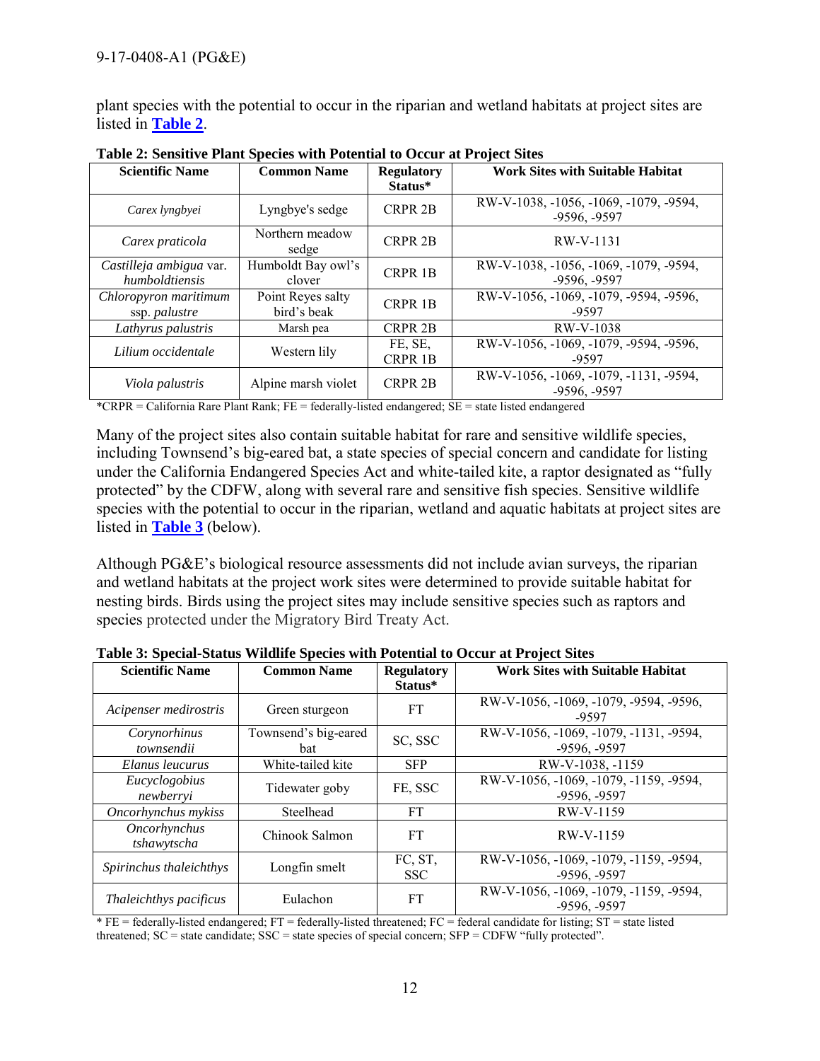plant species with the potential to occur in the riparian and wetland habitats at project sites are listed in **Table 2**.

**Table 2: Sensitive Plant Species with Potential to Occur at Project Sites**

| Scientific Name | Common Name | Regulatory Status* | Work Sites with Suitable Habitat |
|---|---|---|---|
| *Carex lyngbyei* | Lyngbye's sedge | CRPR 2B | RW-V-1038, -1056, -1069, -1079, -9594, -9596, -9597 |
| *Carex praticola* | Northern meadow sedge | CRPR 2B | RW-V-1131 |
| *Castilleja ambigua* var. *humboldtiensis* | Humboldt Bay owl's clover | CRPR 1B | RW-V-1038, -1056, -1069, -1079, -9594, -9596, -9597 |
| *Chloropyron maritimum* ssp. *palustre* | Point Reyes salty bird's beak | CRPR 1B | RW-V-1056, -1069, -1079, -9594, -9596, -9597 |
| *Lathyrus palustris* | Marsh pea | CRPR 2B | RW-V-1038 |
| *Lilium occidentale* | Western lily | FE, SE, CRPR 1B | RW-V-1056, -1069, -1079, -9594, -9596, -9597 |
| *Viola palustris* | Alpine marsh violet | CRPR 2B | RW-V-1056, -1069, -1079, -1131, -9594, -9596, -9597 |

*CRPR = California Rare Plant Rank; FE = federally-listed endangered; SE = state listed endangered

Many of the project sites also contain suitable habitat for rare and sensitive wildlife species, including Townsend's big-eared bat, a state species of special concern and candidate for listing under the California Endangered Species Act and white-tailed kite, a raptor designated as "fully protected" by the CDFW, along with several rare and sensitive fish species. Sensitive wildlife species with the potential to occur in the riparian, wetland and aquatic habitats at project sites are listed in **Table 3** (below).

Although PG&E's biological resource assessments did not include avian surveys, the riparian and wetland habitats at the project work sites were determined to provide suitable habitat for nesting birds. Birds using the project sites may include sensitive species such as raptors and species protected under the Migratory Bird Treaty Act.

**Table 3: Special-Status Wildlife Species with Potential to Occur at Project Sites**

| Scientific Name | Common Name | Regulatory Status* | Work Sites with Suitable Habitat |
|---|---|---|---|
| *Acipenser medirostris* | Green sturgeon | FT | RW-V-1056, -1069, -1079, -9594, -9596, -9597 |
| *Corynorhinus townsendii* | Townsend's big-eared bat | SC, SSC | RW-V-1056, -1069, -1079, -1131, -9594, -9596, -9597 |
| *Elanus leucurus* | White-tailed kite | SFP | RW-V-1038, -1159 |
| *Eucyclogobius newberryi* | Tidewater goby | FE, SSC | RW-V-1056, -1069, -1079, -1159, -9594, -9596, -9597 |
| *Oncorhynchus mykiss* | Steelhead | FT | RW-V-1159 |
| *Oncorhynchus tshawytscha* | Chinook Salmon | FT | RW-V-1159 |
| *Spirinchus thaleichthys* | Longfin smelt | FC, ST, SSC | RW-V-1056, -1069, -1079, -1159, -9594, -9596, -9597 |
| *Thaleichthys pacificus* | Eulachon | FT | RW-V-1056, -1069, -1079, -1159, -9594, -9596, -9597 |

* FE = federally-listed endangered; FT = federally-listed threatened; FC = federal candidate for listing; ST = state listed threatened; SC = state candidate; SSC = state species of special concern; SFP = CDFW "fully protected".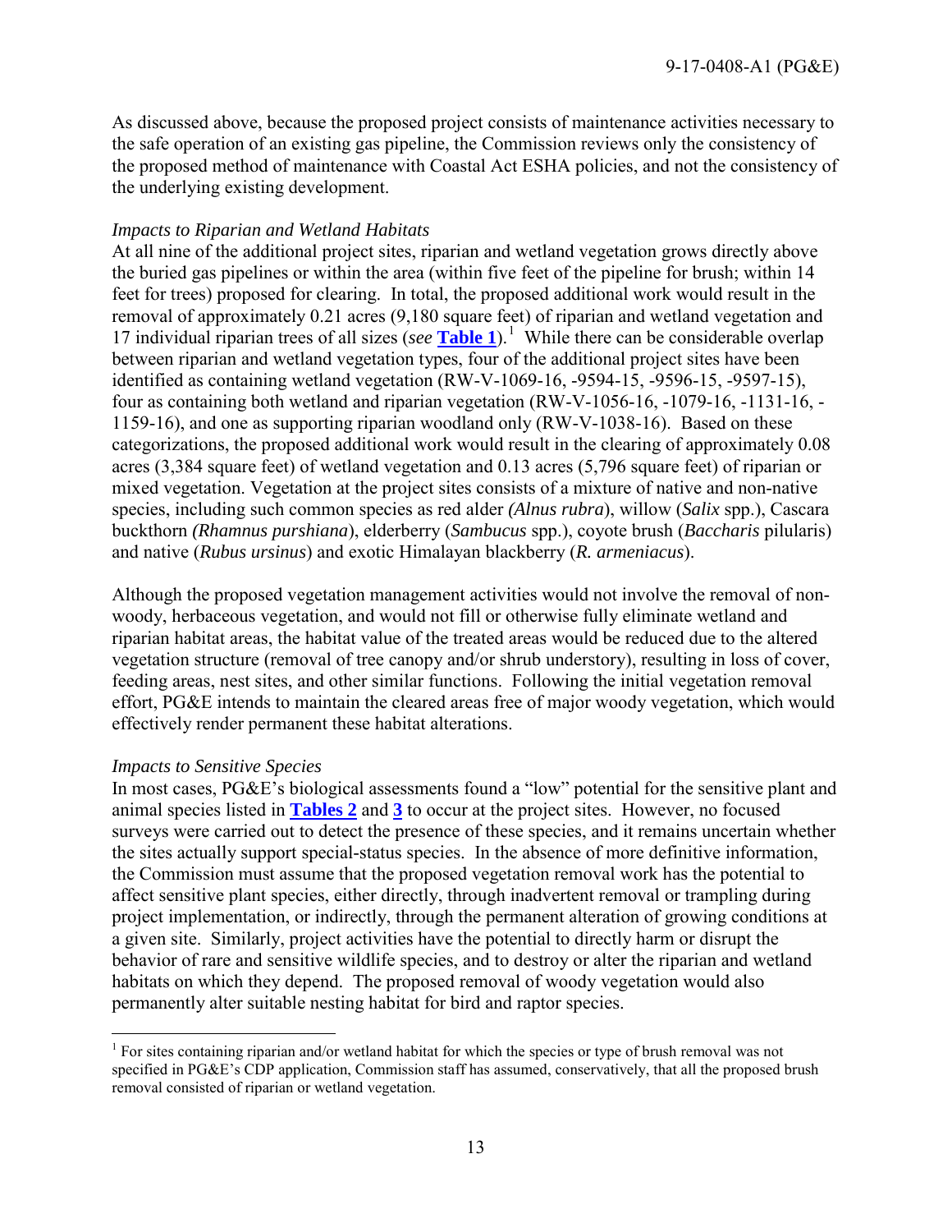As discussed above, because the proposed project consists of maintenance activities necessary to the safe operation of an existing gas pipeline, the Commission reviews only the consistency of the proposed method of maintenance with Coastal Act ESHA policies, and not the consistency of the underlying existing development.

*Impacts to Riparian and Wetland Habitats*

At all nine of the additional project sites, riparian and wetland vegetation grows directly above the buried gas pipelines or within the area (within five feet of the pipeline for brush; within 14 feet for trees) proposed for clearing. In total, the proposed additional work would result in the removal of approximately 0.21 acres (9,180 square feet) of riparian and wetland vegetation and 17 individual riparian trees of all sizes (*see* **Table 1**).[1] While there can be considerable overlap between riparian and wetland vegetation types, four of the additional project sites have been identified as containing wetland vegetation (RW-V-1069-16, -9594-15, -9596-15, -9597-15), four as containing both wetland and riparian vegetation (RW-V-1056-16, -1079-16, -1131-16, -1159-16), and one as supporting riparian woodland only (RW-V-1038-16). Based on these categorizations, the proposed additional work would result in the clearing of approximately 0.08 acres (3,384 square feet) of wetland vegetation and 0.13 acres (5,796 square feet) of riparian or mixed vegetation. Vegetation at the project sites consists of a mixture of native and non-native species, including such common species as red alder *(Alnus rubra*), willow (*Salix* spp.), Cascara buckthorn *(Rhamnus purshiana*), elderberry (*Sambucus* spp.), coyote brush (*Baccharis* pilularis) and native (*Rubus ursinus*) and exotic Himalayan blackberry (*R. armeniacus*).

Although the proposed vegetation management activities would not involve the removal of non-woody, herbaceous vegetation, and would not fill or otherwise fully eliminate wetland and riparian habitat areas, the habitat value of the treated areas would be reduced due to the altered vegetation structure (removal of tree canopy and/or shrub understory), resulting in loss of cover, feeding areas, nest sites, and other similar functions. Following the initial vegetation removal effort, PG&E intends to maintain the cleared areas free of major woody vegetation, which would effectively render permanent these habitat alterations.

*Impacts to Sensitive Species*

In most cases, PG&E's biological assessments found a "low" potential for the sensitive plant and animal species listed in **Tables 2** and **3** to occur at the project sites. However, no focused surveys were carried out to detect the presence of these species, and it remains uncertain whether the sites actually support special-status species. In the absence of more definitive information, the Commission must assume that the proposed vegetation removal work has the potential to affect sensitive plant species, either directly, through inadvertent removal or trampling during project implementation, or indirectly, through the permanent alteration of growing conditions at a given site. Similarly, project activities have the potential to directly harm or disrupt the behavior of rare and sensitive wildlife species, and to destroy or alter the riparian and wetland habitats on which they depend. The proposed removal of woody vegetation would also permanently alter suitable nesting habitat for bird and raptor species.

---

[1] For sites containing riparian and/or wetland habitat for which the species or type of brush removal was not specified in PG&E's CDP application, Commission staff has assumed, conservatively, that all the proposed brush removal consisted of riparian or wetland vegetation.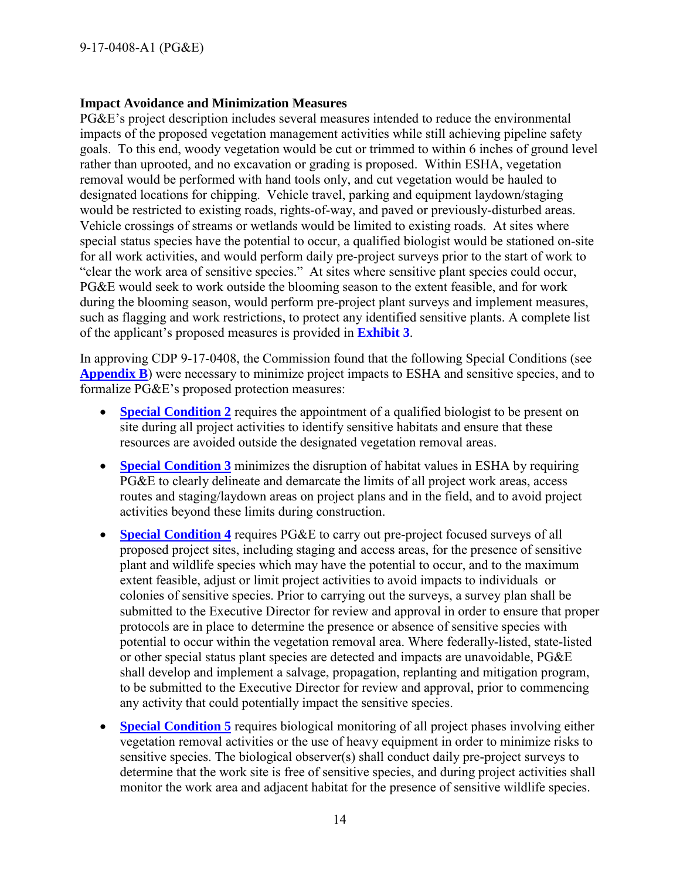**Impact Avoidance and Minimization Measures**

PG&E's project description includes several measures intended to reduce the environmental impacts of the proposed vegetation management activities while still achieving pipeline safety goals. To this end, woody vegetation would be cut or trimmed to within 6 inches of ground level rather than uprooted, and no excavation or grading is proposed. Within ESHA, vegetation removal would be performed with hand tools only, and cut vegetation would be hauled to designated locations for chipping. Vehicle travel, parking and equipment laydown/staging would be restricted to existing roads, rights-of-way, and paved or previously-disturbed areas. Vehicle crossings of streams or wetlands would be limited to existing roads. At sites where special status species have the potential to occur, a qualified biologist would be stationed on-site for all work activities, and would perform daily pre-project surveys prior to the start of work to "clear the work area of sensitive species." At sites where sensitive plant species could occur, PG&E would seek to work outside the blooming season to the extent feasible, and for work during the blooming season, would perform pre-project plant surveys and implement measures, such as flagging and work restrictions, to protect any identified sensitive plants. A complete list of the applicant's proposed measures is provided in **Exhibit 3**.

In approving CDP 9-17-0408, the Commission found that the following Special Conditions (see **Appendix B**) were necessary to minimize project impacts to ESHA and sensitive species, and to formalize PG&E's proposed protection measures:

- **Special Condition 2** requires the appointment of a qualified biologist to be present on site during all project activities to identify sensitive habitats and ensure that these resources are avoided outside the designated vegetation removal areas.
- **Special Condition 3** minimizes the disruption of habitat values in ESHA by requiring PG&E to clearly delineate and demarcate the limits of all project work areas, access routes and staging/laydown areas on project plans and in the field, and to avoid project activities beyond these limits during construction.
- **Special Condition 4** requires PG&E to carry out pre-project focused surveys of all proposed project sites, including staging and access areas, for the presence of sensitive plant and wildlife species which may have the potential to occur, and to the maximum extent feasible, adjust or limit project activities to avoid impacts to individuals or colonies of sensitive species. Prior to carrying out the surveys, a survey plan shall be submitted to the Executive Director for review and approval in order to ensure that proper protocols are in place to determine the presence or absence of sensitive species with potential to occur within the vegetation removal area. Where federally-listed, state-listed or other special status plant species are detected and impacts are unavoidable, PG&E shall develop and implement a salvage, propagation, replanting and mitigation program, to be submitted to the Executive Director for review and approval, prior to commencing any activity that could potentially impact the sensitive species.
- **Special Condition 5** requires biological monitoring of all project phases involving either vegetation removal activities or the use of heavy equipment in order to minimize risks to sensitive species. The biological observer(s) shall conduct daily pre-project surveys to determine that the work site is free of sensitive species, and during project activities shall monitor the work area and adjacent habitat for the presence of sensitive wildlife species.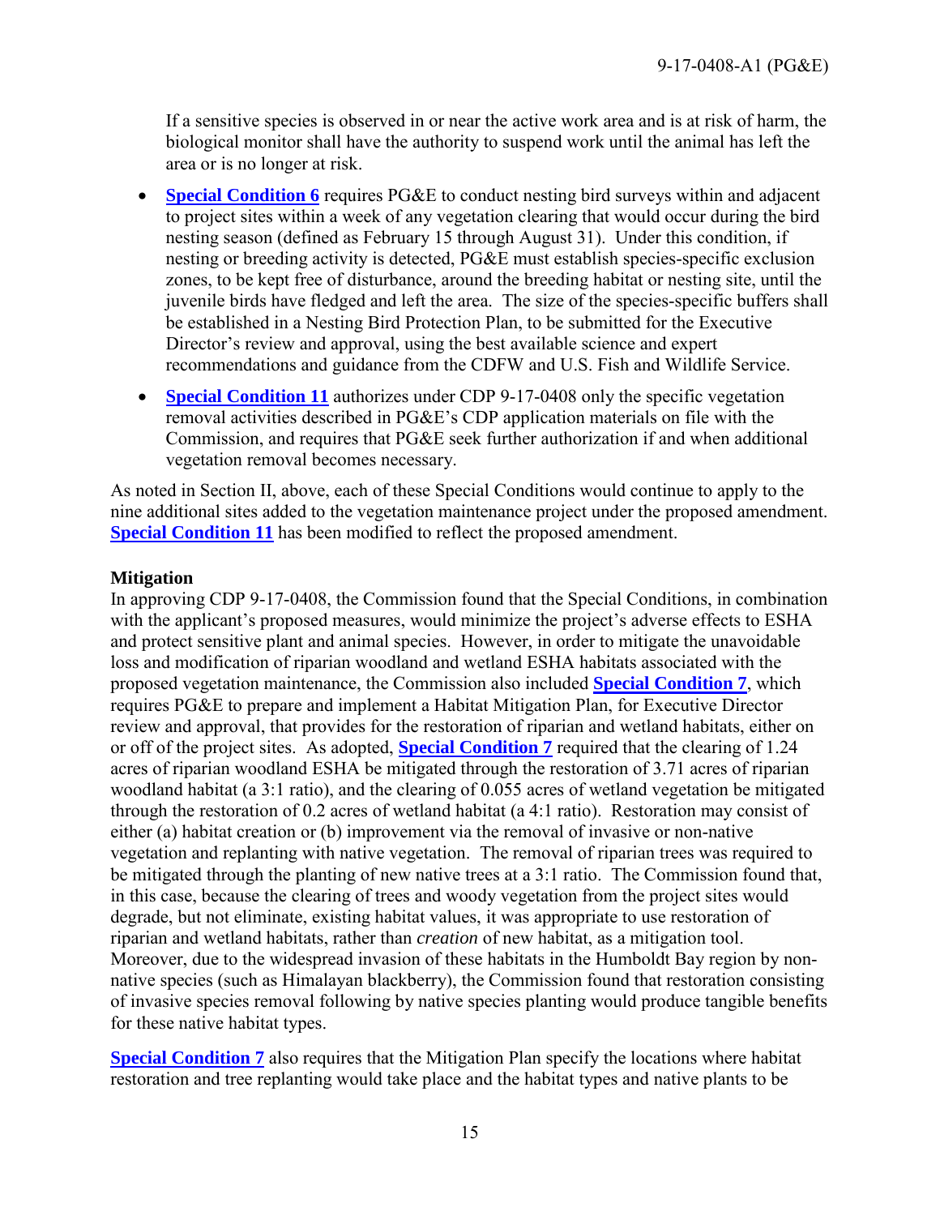If a sensitive species is observed in or near the active work area and is at risk of harm, the biological monitor shall have the authority to suspend work until the animal has left the area or is no longer at risk.

- **Special Condition 6** requires PG&E to conduct nesting bird surveys within and adjacent to project sites within a week of any vegetation clearing that would occur during the bird nesting season (defined as February 15 through August 31). Under this condition, if nesting or breeding activity is detected, PG&E must establish species-specific exclusion zones, to be kept free of disturbance, around the breeding habitat or nesting site, until the juvenile birds have fledged and left the area. The size of the species-specific buffers shall be established in a Nesting Bird Protection Plan, to be submitted for the Executive Director's review and approval, using the best available science and expert recommendations and guidance from the CDFW and U.S. Fish and Wildlife Service.
- **Special Condition 11** authorizes under CDP 9-17-0408 only the specific vegetation removal activities described in PG&E's CDP application materials on file with the Commission, and requires that PG&E seek further authorization if and when additional vegetation removal becomes necessary.

As noted in Section II, above, each of these Special Conditions would continue to apply to the nine additional sites added to the vegetation maintenance project under the proposed amendment. **Special Condition 11** has been modified to reflect the proposed amendment.

**Mitigation**

In approving CDP 9-17-0408, the Commission found that the Special Conditions, in combination with the applicant's proposed measures, would minimize the project's adverse effects to ESHA and protect sensitive plant and animal species. However, in order to mitigate the unavoidable loss and modification of riparian woodland and wetland ESHA habitats associated with the proposed vegetation maintenance, the Commission also included **Special Condition 7**, which requires PG&E to prepare and implement a Habitat Mitigation Plan, for Executive Director review and approval, that provides for the restoration of riparian and wetland habitats, either on or off of the project sites. As adopted, **Special Condition 7** required that the clearing of 1.24 acres of riparian woodland ESHA be mitigated through the restoration of 3.71 acres of riparian woodland habitat (a 3:1 ratio), and the clearing of 0.055 acres of wetland vegetation be mitigated through the restoration of 0.2 acres of wetland habitat (a 4:1 ratio). Restoration may consist of either (a) habitat creation or (b) improvement via the removal of invasive or non-native vegetation and replanting with native vegetation. The removal of riparian trees was required to be mitigated through the planting of new native trees at a 3:1 ratio. The Commission found that, in this case, because the clearing of trees and woody vegetation from the project sites would degrade, but not eliminate, existing habitat values, it was appropriate to use restoration of riparian and wetland habitats, rather than *creation* of new habitat, as a mitigation tool. Moreover, due to the widespread invasion of these habitats in the Humboldt Bay region by non-native species (such as Himalayan blackberry), the Commission found that restoration consisting of invasive species removal following by native species planting would produce tangible benefits for these native habitat types.

**Special Condition 7** also requires that the Mitigation Plan specify the locations where habitat restoration and tree replanting would take place and the habitat types and native plants to be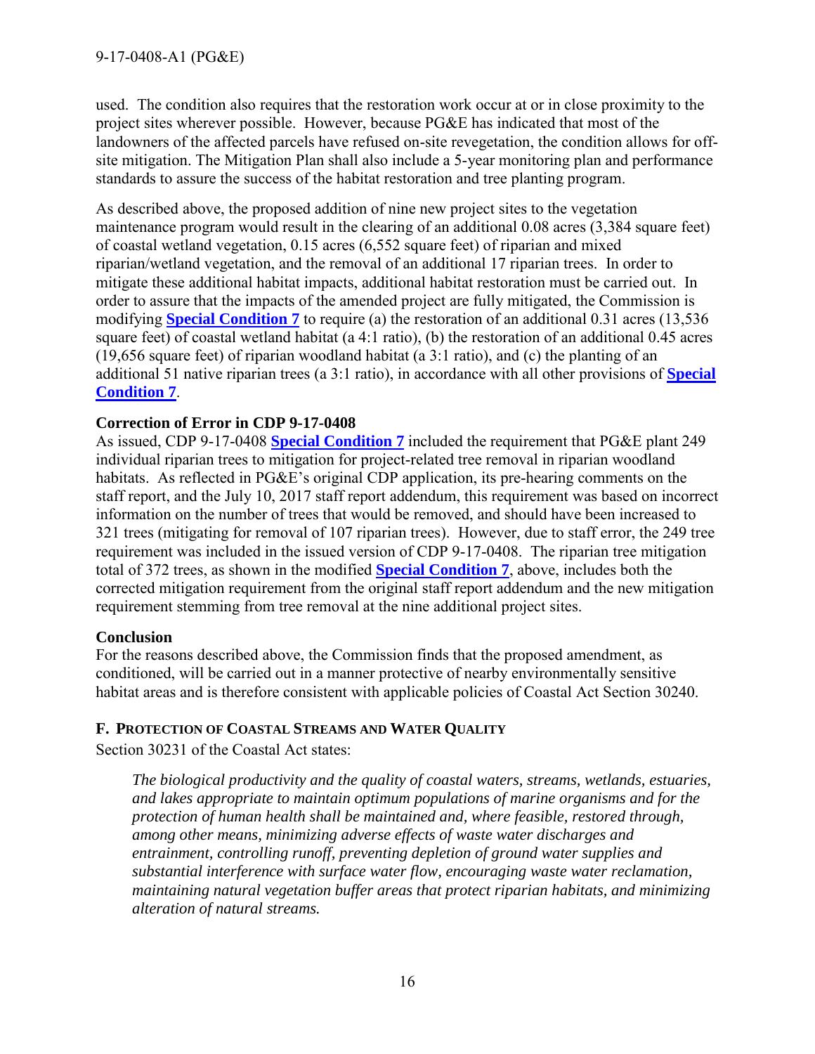used. The condition also requires that the restoration work occur at or in close proximity to the project sites wherever possible. However, because PG&E has indicated that most of the landowners of the affected parcels have refused on-site revegetation, the condition allows for off-site mitigation. The Mitigation Plan shall also include a 5-year monitoring plan and performance standards to assure the success of the habitat restoration and tree planting program.

As described above, the proposed addition of nine new project sites to the vegetation maintenance program would result in the clearing of an additional 0.08 acres (3,384 square feet) of coastal wetland vegetation, 0.15 acres (6,552 square feet) of riparian and mixed riparian/wetland vegetation, and the removal of an additional 17 riparian trees. In order to mitigate these additional habitat impacts, additional habitat restoration must be carried out. In order to assure that the impacts of the amended project are fully mitigated, the Commission is modifying **Special Condition 7** to require (a) the restoration of an additional 0.31 acres (13,536 square feet) of coastal wetland habitat (a 4:1 ratio), (b) the restoration of an additional 0.45 acres (19,656 square feet) of riparian woodland habitat (a 3:1 ratio), and (c) the planting of an additional 51 native riparian trees (a 3:1 ratio), in accordance with all other provisions of **Special Condition 7**.

**Correction of Error in CDP 9-17-0408**

As issued, CDP 9-17-0408 **Special Condition 7** included the requirement that PG&E plant 249 individual riparian trees to mitigation for project-related tree removal in riparian woodland habitats. As reflected in PG&E's original CDP application, its pre-hearing comments on the staff report, and the July 10, 2017 staff report addendum, this requirement was based on incorrect information on the number of trees that would be removed, and should have been increased to 321 trees (mitigating for removal of 107 riparian trees). However, due to staff error, the 249 tree requirement was included in the issued version of CDP 9-17-0408. The riparian tree mitigation total of 372 trees, as shown in the modified **Special Condition 7**, above, includes both the corrected mitigation requirement from the original staff report addendum and the new mitigation requirement stemming from tree removal at the nine additional project sites.

**Conclusion**

For the reasons described above, the Commission finds that the proposed amendment, as conditioned, will be carried out in a manner protective of nearby environmentally sensitive habitat areas and is therefore consistent with applicable policies of Coastal Act Section 30240.

### F. Protection of Coastal Streams and Water Quality

Section 30231 of the Coastal Act states:

> *The biological productivity and the quality of coastal waters, streams, wetlands, estuaries, and lakes appropriate to maintain optimum populations of marine organisms and for the protection of human health shall be maintained and, where feasible, restored through, among other means, minimizing adverse effects of waste water discharges and entrainment, controlling runoff, preventing depletion of ground water supplies and substantial interference with surface water flow, encouraging waste water reclamation, maintaining natural vegetation buffer areas that protect riparian habitats, and minimizing alteration of natural streams.*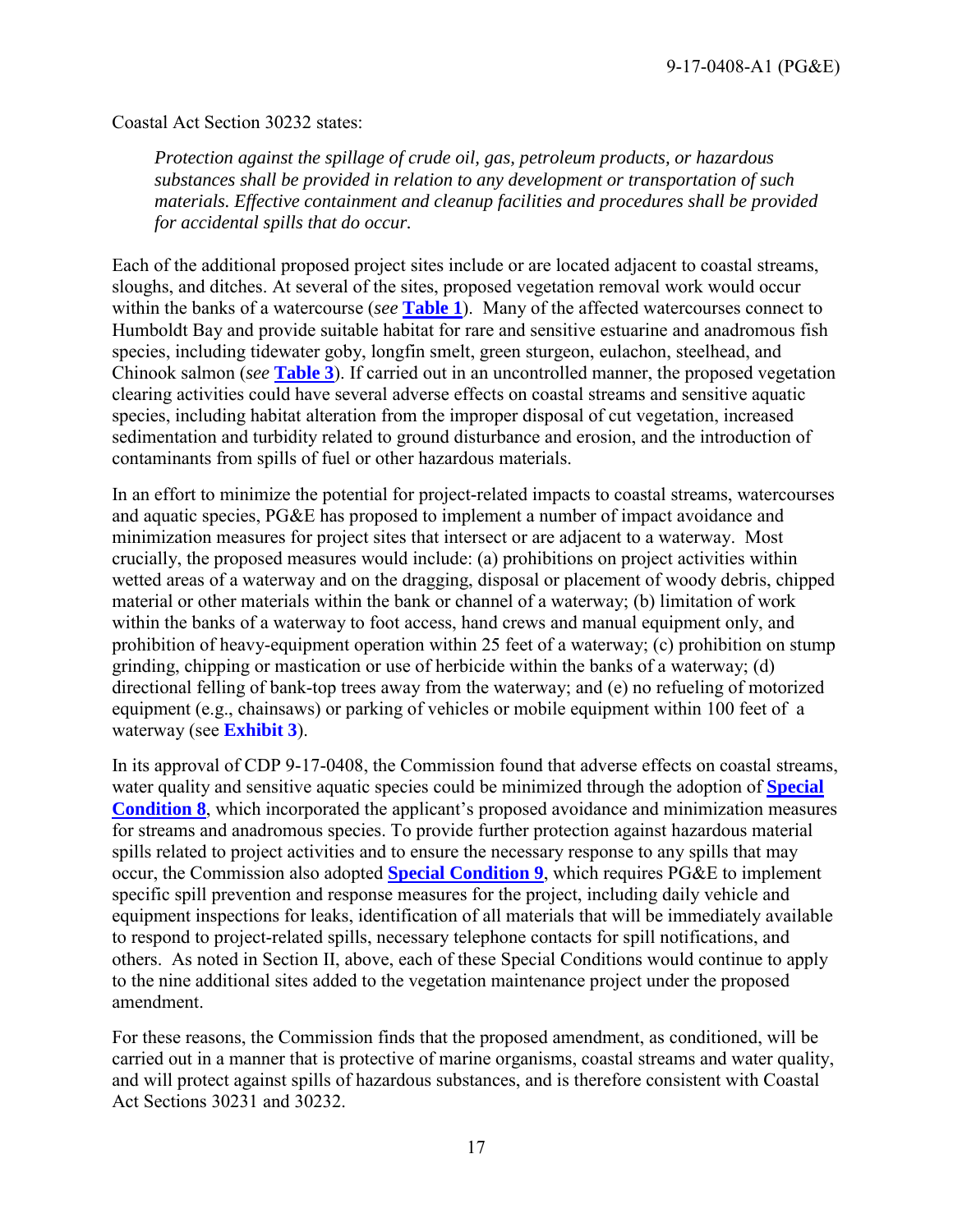Coastal Act Section 30232 states:

> *Protection against the spillage of crude oil, gas, petroleum products, or hazardous substances shall be provided in relation to any development or transportation of such materials. Effective containment and cleanup facilities and procedures shall be provided for accidental spills that do occur.*

Each of the additional proposed project sites include or are located adjacent to coastal streams, sloughs, and ditches. At several of the sites, proposed vegetation removal work would occur within the banks of a watercourse (*see* **Table 1**). Many of the affected watercourses connect to Humboldt Bay and provide suitable habitat for rare and sensitive estuarine and anadromous fish species, including tidewater goby, longfin smelt, green sturgeon, eulachon, steelhead, and Chinook salmon (*see* **Table 3**). If carried out in an uncontrolled manner, the proposed vegetation clearing activities could have several adverse effects on coastal streams and sensitive aquatic species, including habitat alteration from the improper disposal of cut vegetation, increased sedimentation and turbidity related to ground disturbance and erosion, and the introduction of contaminants from spills of fuel or other hazardous materials.

In an effort to minimize the potential for project-related impacts to coastal streams, watercourses and aquatic species, PG&E has proposed to implement a number of impact avoidance and minimization measures for project sites that intersect or are adjacent to a waterway. Most crucially, the proposed measures would include: (a) prohibitions on project activities within wetted areas of a waterway and on the dragging, disposal or placement of woody debris, chipped material or other materials within the bank or channel of a waterway; (b) limitation of work within the banks of a waterway to foot access, hand crews and manual equipment only, and prohibition of heavy-equipment operation within 25 feet of a waterway; (c) prohibition on stump grinding, chipping or mastication or use of herbicide within the banks of a waterway; (d) directional felling of bank-top trees away from the waterway; and (e) no refueling of motorized equipment (e.g., chainsaws) or parking of vehicles or mobile equipment within 100 feet of a waterway (see **Exhibit 3**).

In its approval of CDP 9-17-0408, the Commission found that adverse effects on coastal streams, water quality and sensitive aquatic species could be minimized through the adoption of **Special Condition 8**, which incorporated the applicant's proposed avoidance and minimization measures for streams and anadromous species. To provide further protection against hazardous material spills related to project activities and to ensure the necessary response to any spills that may occur, the Commission also adopted **Special Condition 9**, which requires PG&E to implement specific spill prevention and response measures for the project, including daily vehicle and equipment inspections for leaks, identification of all materials that will be immediately available to respond to project-related spills, necessary telephone contacts for spill notifications, and others. As noted in Section II, above, each of these Special Conditions would continue to apply to the nine additional sites added to the vegetation maintenance project under the proposed amendment.

For these reasons, the Commission finds that the proposed amendment, as conditioned, will be carried out in a manner that is protective of marine organisms, coastal streams and water quality, and will protect against spills of hazardous substances, and is therefore consistent with Coastal Act Sections 30231 and 30232.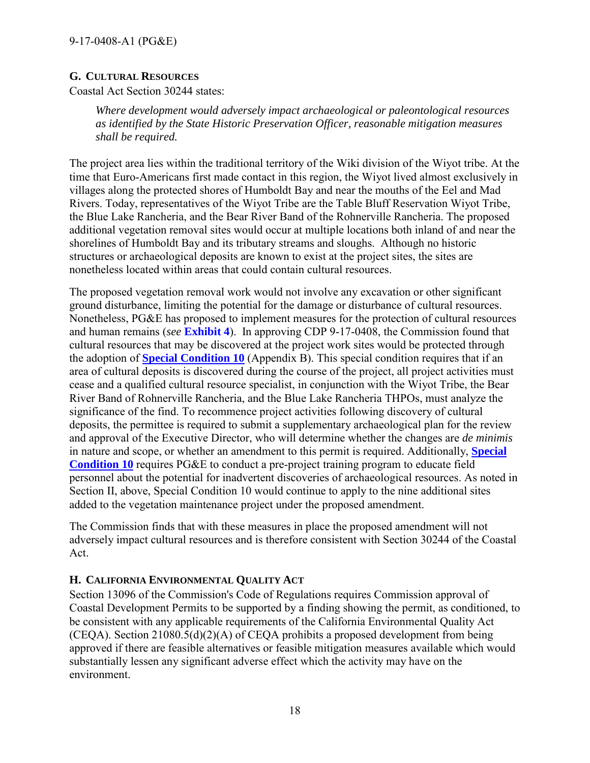## G. Cultural Resources

Coastal Act Section 30244 states:

> *Where development would adversely impact archaeological or paleontological resources as identified by the State Historic Preservation Officer, reasonable mitigation measures shall be required.*

The project area lies within the traditional territory of the Wiki division of the Wiyot tribe. At the time that Euro-Americans first made contact in this region, the Wiyot lived almost exclusively in villages along the protected shores of Humboldt Bay and near the mouths of the Eel and Mad Rivers. Today, representatives of the Wiyot Tribe are the Table Bluff Reservation Wiyot Tribe, the Blue Lake Rancheria, and the Bear River Band of the Rohnerville Rancheria. The proposed additional vegetation removal sites would occur at multiple locations both inland of and near the shorelines of Humboldt Bay and its tributary streams and sloughs. Although no historic structures or archaeological deposits are known to exist at the project sites, the sites are nonetheless located within areas that could contain cultural resources.

The proposed vegetation removal work would not involve any excavation or other significant ground disturbance, limiting the potential for the damage or disturbance of cultural resources. Nonetheless, PG&E has proposed to implement measures for the protection of cultural resources and human remains (*see* **Exhibit 4**). In approving CDP 9-17-0408, the Commission found that cultural resources that may be discovered at the project work sites would be protected through the adoption of **Special Condition 10** (Appendix B). This special condition requires that if an area of cultural deposits is discovered during the course of the project, all project activities must cease and a qualified cultural resource specialist, in conjunction with the Wiyot Tribe, the Bear River Band of Rohnerville Rancheria, and the Blue Lake Rancheria THPOs, must analyze the significance of the find. To recommence project activities following discovery of cultural deposits, the permittee is required to submit a supplementary archaeological plan for the review and approval of the Executive Director, who will determine whether the changes are *de minimis* in nature and scope, or whether an amendment to this permit is required. Additionally, **Special Condition 10** requires PG&E to conduct a pre-project training program to educate field personnel about the potential for inadvertent discoveries of archaeological resources. As noted in Section II, above, Special Condition 10 would continue to apply to the nine additional sites added to the vegetation maintenance project under the proposed amendment.

The Commission finds that with these measures in place the proposed amendment will not adversely impact cultural resources and is therefore consistent with Section 30244 of the Coastal Act.

## H. California Environmental Quality Act

Section 13096 of the Commission's Code of Regulations requires Commission approval of Coastal Development Permits to be supported by a finding showing the permit, as conditioned, to be consistent with any applicable requirements of the California Environmental Quality Act (CEQA). Section 21080.5(d)(2)(A) of CEQA prohibits a proposed development from being approved if there are feasible alternatives or feasible mitigation measures available which would substantially lessen any significant adverse effect which the activity may have on the environment.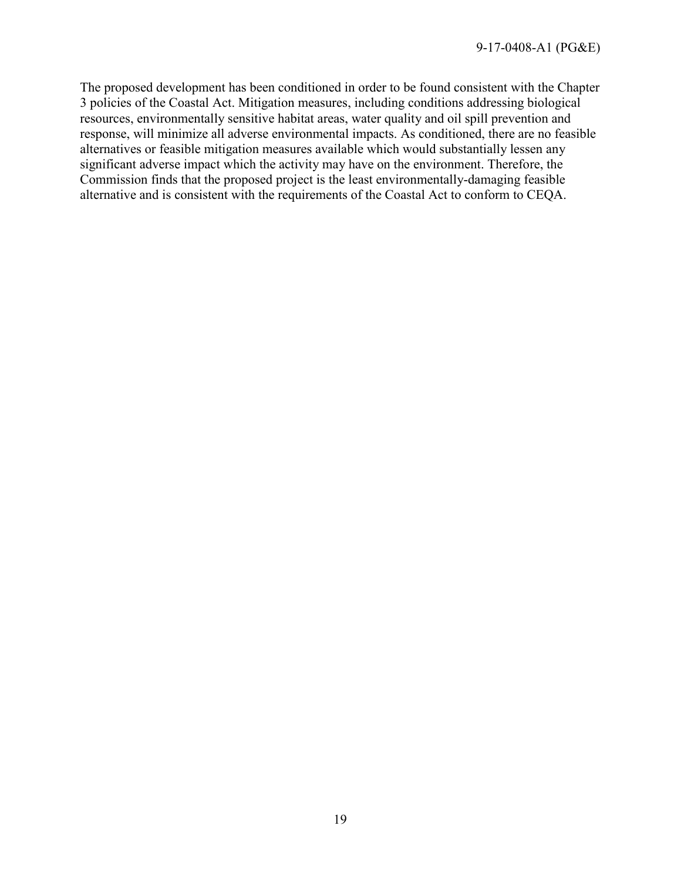The proposed development has been conditioned in order to be found consistent with the Chapter 3 policies of the Coastal Act. Mitigation measures, including conditions addressing biological resources, environmentally sensitive habitat areas, water quality and oil spill prevention and response, will minimize all adverse environmental impacts. As conditioned, there are no feasible alternatives or feasible mitigation measures available which would substantially lessen any significant adverse impact which the activity may have on the environment. Therefore, the Commission finds that the proposed project is the least environmentally-damaging feasible alternative and is consistent with the requirements of the Coastal Act to conform to CEQA.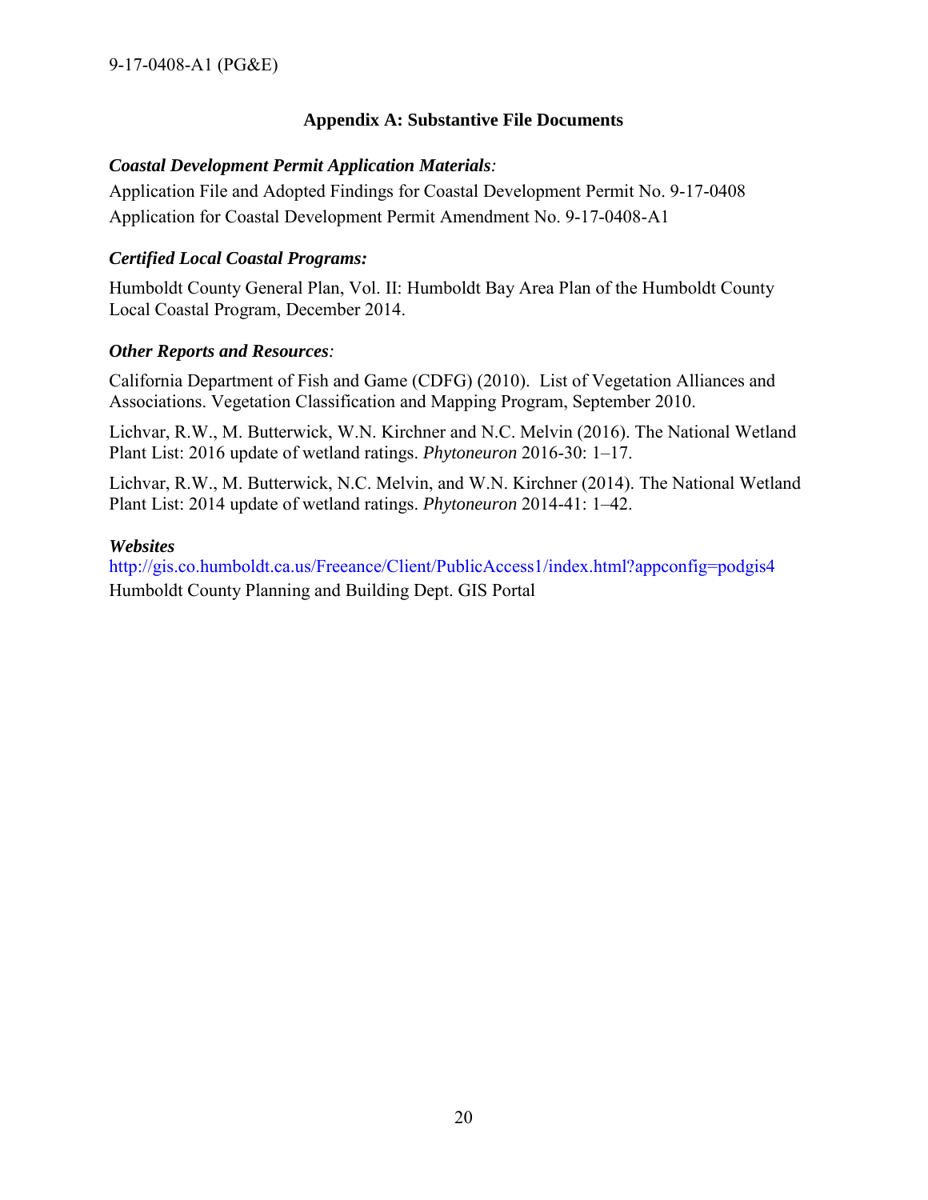## Appendix A: Substantive File Documents

***Coastal Development Permit Application Materials:***

Application File and Adopted Findings for Coastal Development Permit No. 9-17-0408
Application for Coastal Development Permit Amendment No. 9-17-0408-A1

***Certified Local Coastal Programs:***

Humboldt County General Plan, Vol. II: Humboldt Bay Area Plan of the Humboldt County Local Coastal Program, December 2014.

***Other Reports and Resources:***

California Department of Fish and Game (CDFG) (2010). List of Vegetation Alliances and Associations. Vegetation Classification and Mapping Program, September 2010.

Lichvar, R.W., M. Butterwick, W.N. Kirchner and N.C. Melvin (2016). The National Wetland Plant List: 2016 update of wetland ratings. *Phytoneuron* 2016-30: 1–17.

Lichvar, R.W., M. Butterwick, N.C. Melvin, and W.N. Kirchner (2014). The National Wetland Plant List: 2014 update of wetland ratings. *Phytoneuron* 2014-41: 1–42.

***Websites***

http://gis.co.humboldt.ca.us/Freeance/Client/PublicAccess1/index.html?appconfig=podgis4
Humboldt County Planning and Building Dept. GIS Portal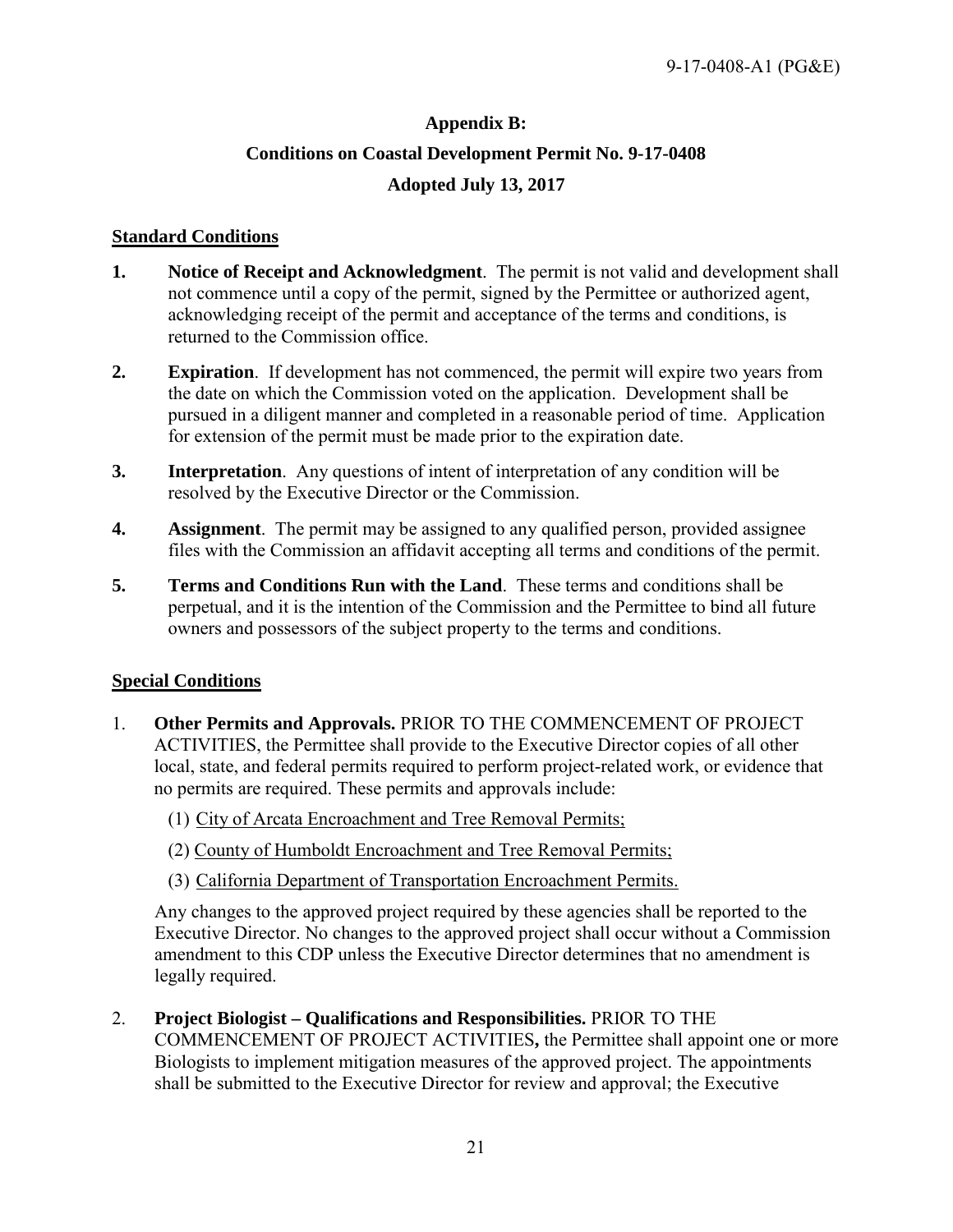## Appendix B:

## Conditions on Coastal Development Permit No. 9-17-0408

## Adopted July 13, 2017

**Standard Conditions**

1. **Notice of Receipt and Acknowledgment**. The permit is not valid and development shall not commence until a copy of the permit, signed by the Permittee or authorized agent, acknowledging receipt of the permit and acceptance of the terms and conditions, is returned to the Commission office.

2. **Expiration**. If development has not commenced, the permit will expire two years from the date on which the Commission voted on the application. Development shall be pursued in a diligent manner and completed in a reasonable period of time. Application for extension of the permit must be made prior to the expiration date.

3. **Interpretation**. Any questions of intent of interpretation of any condition will be resolved by the Executive Director or the Commission.

4. **Assignment**. The permit may be assigned to any qualified person, provided assignee files with the Commission an affidavit accepting all terms and conditions of the permit.

5. **Terms and Conditions Run with the Land**. These terms and conditions shall be perpetual, and it is the intention of the Commission and the Permittee to bind all future owners and possessors of the subject property to the terms and conditions.

**Special Conditions**

1. **Other Permits and Approvals.** PRIOR TO THE COMMENCEMENT OF PROJECT ACTIVITIES, the Permittee shall provide to the Executive Director copies of all other local, state, and federal permits required to perform project-related work, or evidence that no permits are required. These permits and approvals include:

   (1) City of Arcata Encroachment and Tree Removal Permits;

   (2) County of Humboldt Encroachment and Tree Removal Permits;

   (3) California Department of Transportation Encroachment Permits.

   Any changes to the approved project required by these agencies shall be reported to the Executive Director. No changes to the approved project shall occur without a Commission amendment to this CDP unless the Executive Director determines that no amendment is legally required.

2. **Project Biologist – Qualifications and Responsibilities.** PRIOR TO THE COMMENCEMENT OF PROJECT ACTIVITIES**,** the Permittee shall appoint one or more Biologists to implement mitigation measures of the approved project. The appointments shall be submitted to the Executive Director for review and approval; the Executive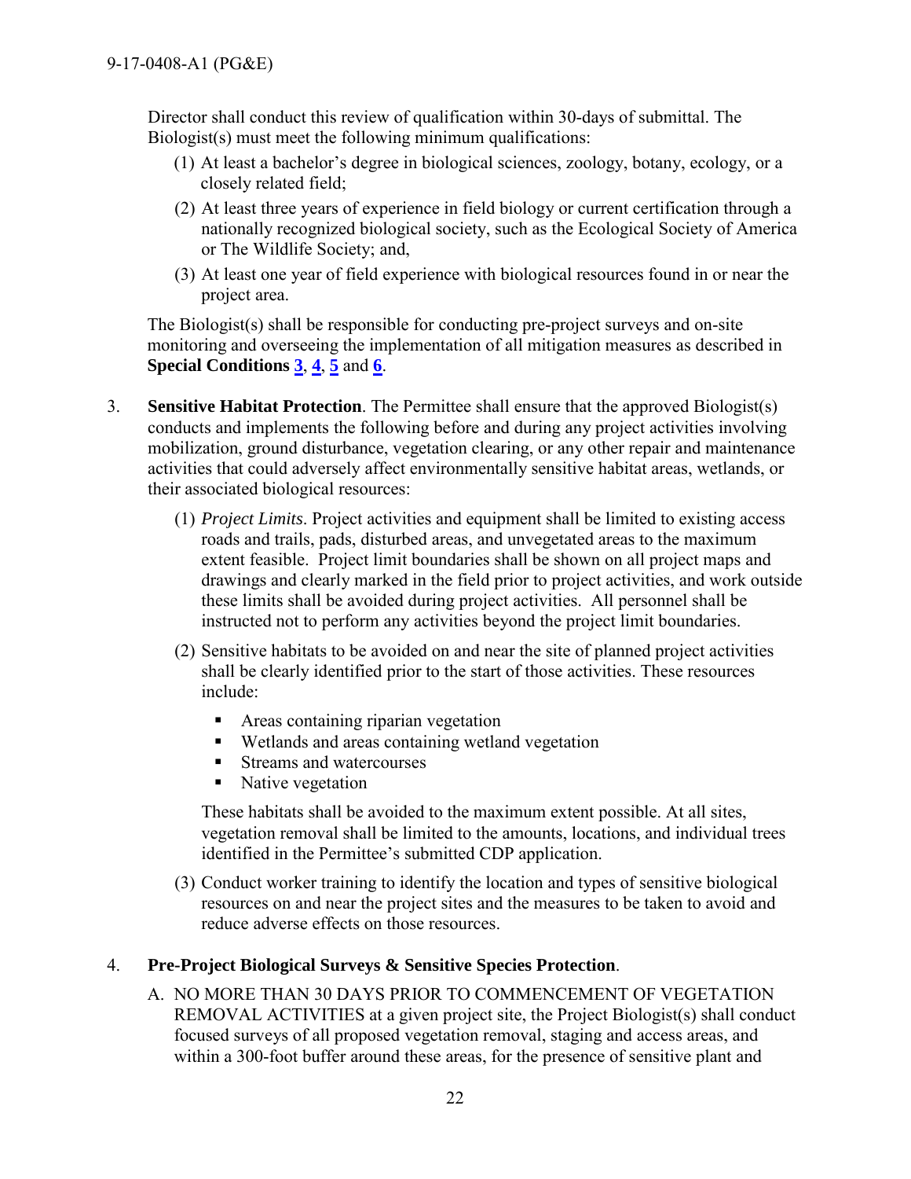Director shall conduct this review of qualification within 30-days of submittal. The Biologist(s) must meet the following minimum qualifications:

(1) At least a bachelor's degree in biological sciences, zoology, botany, ecology, or a closely related field;

(2) At least three years of experience in field biology or current certification through a nationally recognized biological society, such as the Ecological Society of America or The Wildlife Society; and,

(3) At least one year of field experience with biological resources found in or near the project area.

The Biologist(s) shall be responsible for conducting pre-project surveys and on-site monitoring and overseeing the implementation of all mitigation measures as described in **Special Conditions 3**, **4**, **5** and **6**.

3. **Sensitive Habitat Protection**. The Permittee shall ensure that the approved Biologist(s) conducts and implements the following before and during any project activities involving mobilization, ground disturbance, vegetation clearing, or any other repair and maintenance activities that could adversely affect environmentally sensitive habitat areas, wetlands, or their associated biological resources:

   (1) *Project Limits*. Project activities and equipment shall be limited to existing access roads and trails, pads, disturbed areas, and unvegetated areas to the maximum extent feasible. Project limit boundaries shall be shown on all project maps and drawings and clearly marked in the field prior to project activities, and work outside these limits shall be avoided during project activities. All personnel shall be instructed not to perform any activities beyond the project limit boundaries.

   (2) Sensitive habitats to be avoided on and near the site of planned project activities shall be clearly identified prior to the start of those activities. These resources include:

   - Areas containing riparian vegetation
   - Wetlands and areas containing wetland vegetation
   - Streams and watercourses
   - Native vegetation

   These habitats shall be avoided to the maximum extent possible. At all sites, vegetation removal shall be limited to the amounts, locations, and individual trees identified in the Permittee's submitted CDP application.

   (3) Conduct worker training to identify the location and types of sensitive biological resources on and near the project sites and the measures to be taken to avoid and reduce adverse effects on those resources.

4. **Pre-Project Biological Surveys & Sensitive Species Protection**.

   A. NO MORE THAN 30 DAYS PRIOR TO COMMENCEMENT OF VEGETATION REMOVAL ACTIVITIES at a given project site, the Project Biologist(s) shall conduct focused surveys of all proposed vegetation removal, staging and access areas, and within a 300-foot buffer around these areas, for the presence of sensitive plant and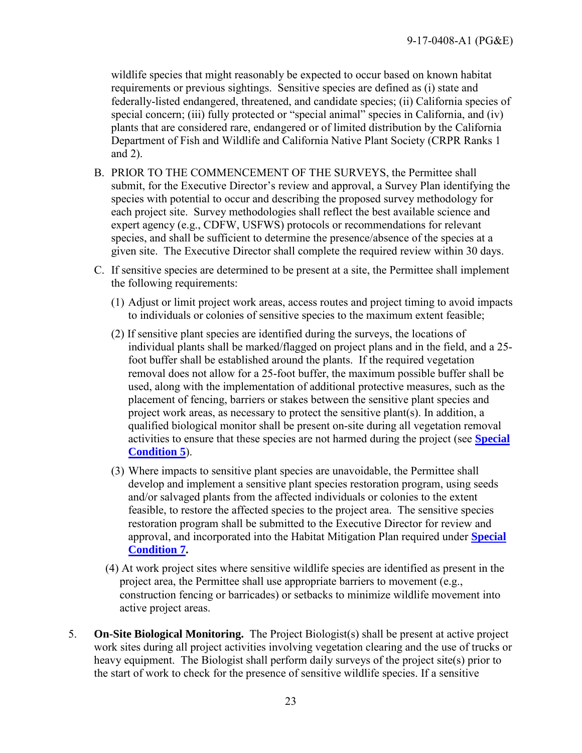wildlife species that might reasonably be expected to occur based on known habitat requirements or previous sightings. Sensitive species are defined as (i) state and federally-listed endangered, threatened, and candidate species; (ii) California species of special concern; (iii) fully protected or "special animal" species in California, and (iv) plants that are considered rare, endangered or of limited distribution by the California Department of Fish and Wildlife and California Native Plant Society (CRPR Ranks 1 and 2).

B. PRIOR TO THE COMMENCEMENT OF THE SURVEYS, the Permittee shall submit, for the Executive Director's review and approval, a Survey Plan identifying the species with potential to occur and describing the proposed survey methodology for each project site. Survey methodologies shall reflect the best available science and expert agency (e.g., CDFW, USFWS) protocols or recommendations for relevant species, and shall be sufficient to determine the presence/absence of the species at a given site. The Executive Director shall complete the required review within 30 days.

C. If sensitive species are determined to be present at a site, the Permittee shall implement the following requirements:

(1) Adjust or limit project work areas, access routes and project timing to avoid impacts to individuals or colonies of sensitive species to the maximum extent feasible;

(2) If sensitive plant species are identified during the surveys, the locations of individual plants shall be marked/flagged on project plans and in the field, and a 25-foot buffer shall be established around the plants. If the required vegetation removal does not allow for a 25-foot buffer, the maximum possible buffer shall be used, along with the implementation of additional protective measures, such as the placement of fencing, barriers or stakes between the sensitive plant species and project work areas, as necessary to protect the sensitive plant(s). In addition, a qualified biological monitor shall be present on-site during all vegetation removal activities to ensure that these species are not harmed during the project (see **Special Condition 5**).

(3) Where impacts to sensitive plant species are unavoidable, the Permittee shall develop and implement a sensitive plant species restoration program, using seeds and/or salvaged plants from the affected individuals or colonies to the extent feasible, to restore the affected species to the project area. The sensitive species restoration program shall be submitted to the Executive Director for review and approval, and incorporated into the Habitat Mitigation Plan required under **Special Condition 7.**

(4) At work project sites where sensitive wildlife species are identified as present in the project area, the Permittee shall use appropriate barriers to movement (e.g., construction fencing or barricades) or setbacks to minimize wildlife movement into active project areas.

5. **On-Site Biological Monitoring.** The Project Biologist(s) shall be present at active project work sites during all project activities involving vegetation clearing and the use of trucks or heavy equipment. The Biologist shall perform daily surveys of the project site(s) prior to the start of work to check for the presence of sensitive wildlife species. If a sensitive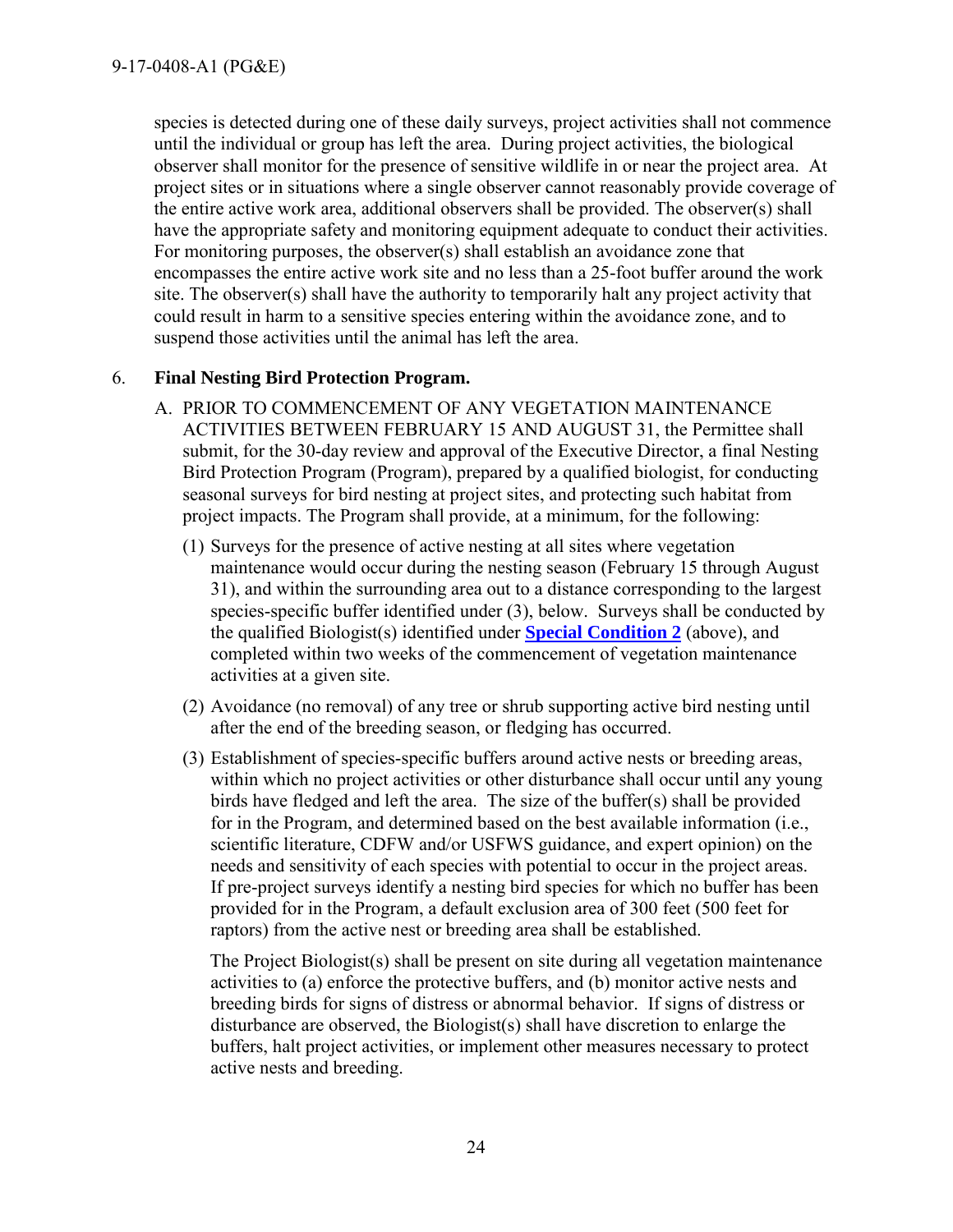species is detected during one of these daily surveys, project activities shall not commence until the individual or group has left the area. During project activities, the biological observer shall monitor for the presence of sensitive wildlife in or near the project area. At project sites or in situations where a single observer cannot reasonably provide coverage of the entire active work area, additional observers shall be provided. The observer(s) shall have the appropriate safety and monitoring equipment adequate to conduct their activities. For monitoring purposes, the observer(s) shall establish an avoidance zone that encompasses the entire active work site and no less than a 25-foot buffer around the work site. The observer(s) shall have the authority to temporarily halt any project activity that could result in harm to a sensitive species entering within the avoidance zone, and to suspend those activities until the animal has left the area.

6. **Final Nesting Bird Protection Program.**

   A. PRIOR TO COMMENCEMENT OF ANY VEGETATION MAINTENANCE ACTIVITIES BETWEEN FEBRUARY 15 AND AUGUST 31, the Permittee shall submit, for the 30-day review and approval of the Executive Director, a final Nesting Bird Protection Program (Program), prepared by a qualified biologist, for conducting seasonal surveys for bird nesting at project sites, and protecting such habitat from project impacts. The Program shall provide, at a minimum, for the following:

      (1) Surveys for the presence of active nesting at all sites where vegetation maintenance would occur during the nesting season (February 15 through August 31), and within the surrounding area out to a distance corresponding to the largest species-specific buffer identified under (3), below. Surveys shall be conducted by the qualified Biologist(s) identified under **Special Condition 2** (above), and completed within two weeks of the commencement of vegetation maintenance activities at a given site.

      (2) Avoidance (no removal) of any tree or shrub supporting active bird nesting until after the end of the breeding season, or fledging has occurred.

      (3) Establishment of species-specific buffers around active nests or breeding areas, within which no project activities or other disturbance shall occur until any young birds have fledged and left the area. The size of the buffer(s) shall be provided for in the Program, and determined based on the best available information (i.e., scientific literature, CDFW and/or USFWS guidance, and expert opinion) on the needs and sensitivity of each species with potential to occur in the project areas. If pre-project surveys identify a nesting bird species for which no buffer has been provided for in the Program, a default exclusion area of 300 feet (500 feet for raptors) from the active nest or breeding area shall be established.

      The Project Biologist(s) shall be present on site during all vegetation maintenance activities to (a) enforce the protective buffers, and (b) monitor active nests and breeding birds for signs of distress or abnormal behavior. If signs of distress or disturbance are observed, the Biologist(s) shall have discretion to enlarge the buffers, halt project activities, or implement other measures necessary to protect active nests and breeding.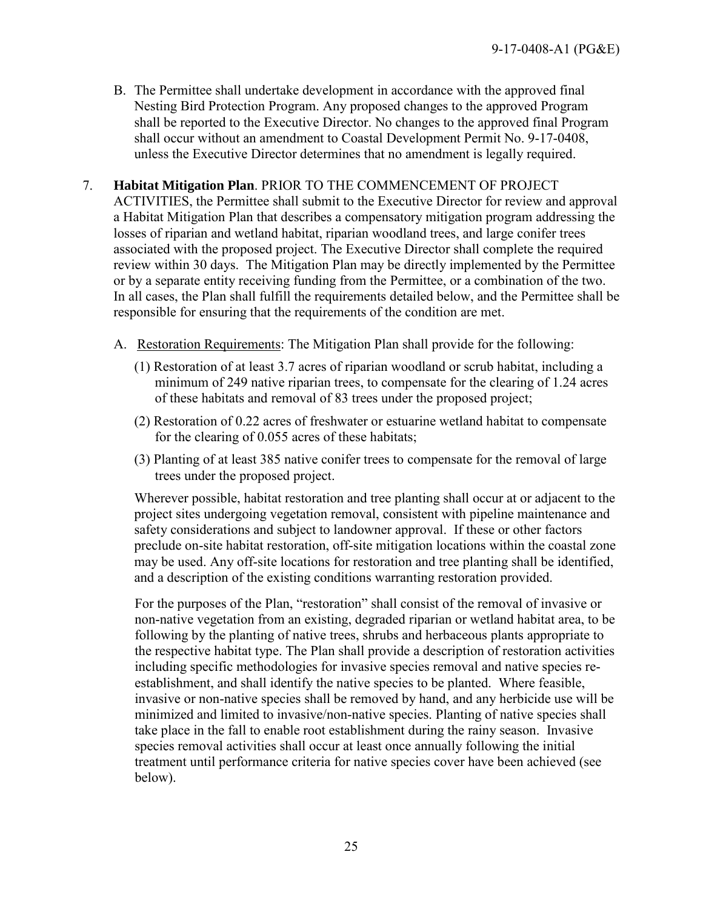B. The Permittee shall undertake development in accordance with the approved final Nesting Bird Protection Program. Any proposed changes to the approved Program shall be reported to the Executive Director. No changes to the approved final Program shall occur without an amendment to Coastal Development Permit No. 9-17-0408, unless the Executive Director determines that no amendment is legally required.

7. **Habitat Mitigation Plan**. PRIOR TO THE COMMENCEMENT OF PROJECT ACTIVITIES, the Permittee shall submit to the Executive Director for review and approval a Habitat Mitigation Plan that describes a compensatory mitigation program addressing the losses of riparian and wetland habitat, riparian woodland trees, and large conifer trees associated with the proposed project. The Executive Director shall complete the required review within 30 days. The Mitigation Plan may be directly implemented by the Permittee or by a separate entity receiving funding from the Permittee, or a combination of the two. In all cases, the Plan shall fulfill the requirements detailed below, and the Permittee shall be responsible for ensuring that the requirements of the condition are met.

   A. Restoration Requirements: The Mitigation Plan shall provide for the following:

      (1) Restoration of at least 3.7 acres of riparian woodland or scrub habitat, including a minimum of 249 native riparian trees, to compensate for the clearing of 1.24 acres of these habitats and removal of 83 trees under the proposed project;

      (2) Restoration of 0.22 acres of freshwater or estuarine wetland habitat to compensate for the clearing of 0.055 acres of these habitats;

      (3) Planting of at least 385 native conifer trees to compensate for the removal of large trees under the proposed project.

   Wherever possible, habitat restoration and tree planting shall occur at or adjacent to the project sites undergoing vegetation removal, consistent with pipeline maintenance and safety considerations and subject to landowner approval. If these or other factors preclude on-site habitat restoration, off-site mitigation locations within the coastal zone may be used. Any off-site locations for restoration and tree planting shall be identified, and a description of the existing conditions warranting restoration provided.

   For the purposes of the Plan, "restoration" shall consist of the removal of invasive or non-native vegetation from an existing, degraded riparian or wetland habitat area, to be following by the planting of native trees, shrubs and herbaceous plants appropriate to the respective habitat type. The Plan shall provide a description of restoration activities including specific methodologies for invasive species removal and native species re-establishment, and shall identify the native species to be planted. Where feasible, invasive or non-native species shall be removed by hand, and any herbicide use will be minimized and limited to invasive/non-native species. Planting of native species shall take place in the fall to enable root establishment during the rainy season. Invasive species removal activities shall occur at least once annually following the initial treatment until performance criteria for native species cover have been achieved (see below).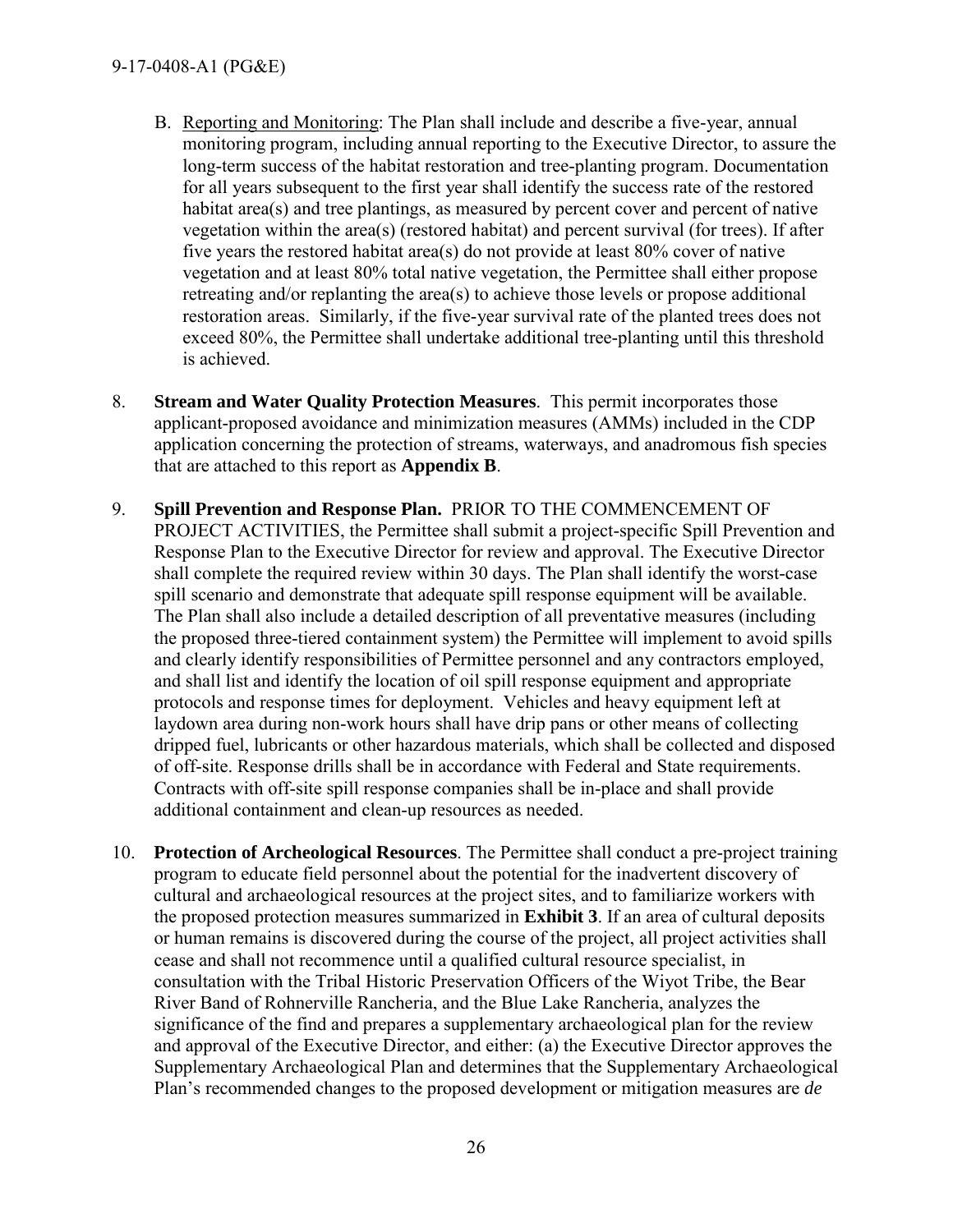B. Reporting and Monitoring: The Plan shall include and describe a five-year, annual monitoring program, including annual reporting to the Executive Director, to assure the long-term success of the habitat restoration and tree-planting program. Documentation for all years subsequent to the first year shall identify the success rate of the restored habitat area(s) and tree plantings, as measured by percent cover and percent of native vegetation within the area(s) (restored habitat) and percent survival (for trees). If after five years the restored habitat area(s) do not provide at least 80% cover of native vegetation and at least 80% total native vegetation, the Permittee shall either propose retreating and/or replanting the area(s) to achieve those levels or propose additional restoration areas. Similarly, if the five-year survival rate of the planted trees does not exceed 80%, the Permittee shall undertake additional tree-planting until this threshold is achieved.

8. **Stream and Water Quality Protection Measures**. This permit incorporates those applicant-proposed avoidance and minimization measures (AMMs) included in the CDP application concerning the protection of streams, waterways, and anadromous fish species that are attached to this report as **Appendix B**.

9. **Spill Prevention and Response Plan.** PRIOR TO THE COMMENCEMENT OF PROJECT ACTIVITIES, the Permittee shall submit a project-specific Spill Prevention and Response Plan to the Executive Director for review and approval. The Executive Director shall complete the required review within 30 days. The Plan shall identify the worst-case spill scenario and demonstrate that adequate spill response equipment will be available. The Plan shall also include a detailed description of all preventative measures (including the proposed three-tiered containment system) the Permittee will implement to avoid spills and clearly identify responsibilities of Permittee personnel and any contractors employed, and shall list and identify the location of oil spill response equipment and appropriate protocols and response times for deployment. Vehicles and heavy equipment left at laydown area during non-work hours shall have drip pans or other means of collecting dripped fuel, lubricants or other hazardous materials, which shall be collected and disposed of off-site. Response drills shall be in accordance with Federal and State requirements. Contracts with off-site spill response companies shall be in-place and shall provide additional containment and clean-up resources as needed.

10. **Protection of Archeological Resources**. The Permittee shall conduct a pre-project training program to educate field personnel about the potential for the inadvertent discovery of cultural and archaeological resources at the project sites, and to familiarize workers with the proposed protection measures summarized in **Exhibit 3**. If an area of cultural deposits or human remains is discovered during the course of the project, all project activities shall cease and shall not recommence until a qualified cultural resource specialist, in consultation with the Tribal Historic Preservation Officers of the Wiyot Tribe, the Bear River Band of Rohnerville Rancheria, and the Blue Lake Rancheria, analyzes the significance of the find and prepares a supplementary archaeological plan for the review and approval of the Executive Director, and either: (a) the Executive Director approves the Supplementary Archaeological Plan and determines that the Supplementary Archaeological Plan's recommended changes to the proposed development or mitigation measures are *de*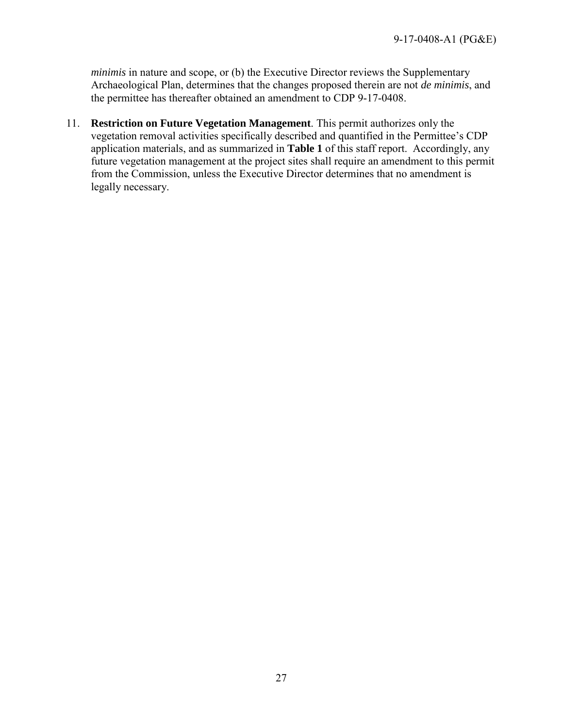*minimis* in nature and scope, or (b) the Executive Director reviews the Supplementary Archaeological Plan, determines that the changes proposed therein are not *de minimis*, and the permittee has thereafter obtained an amendment to CDP 9-17-0408.

11. **Restriction on Future Vegetation Management**. This permit authorizes only the vegetation removal activities specifically described and quantified in the Permittee's CDP application materials, and as summarized in **Table 1** of this staff report. Accordingly, any future vegetation management at the project sites shall require an amendment to this permit from the Commission, unless the Executive Director determines that no amendment is legally necessary.